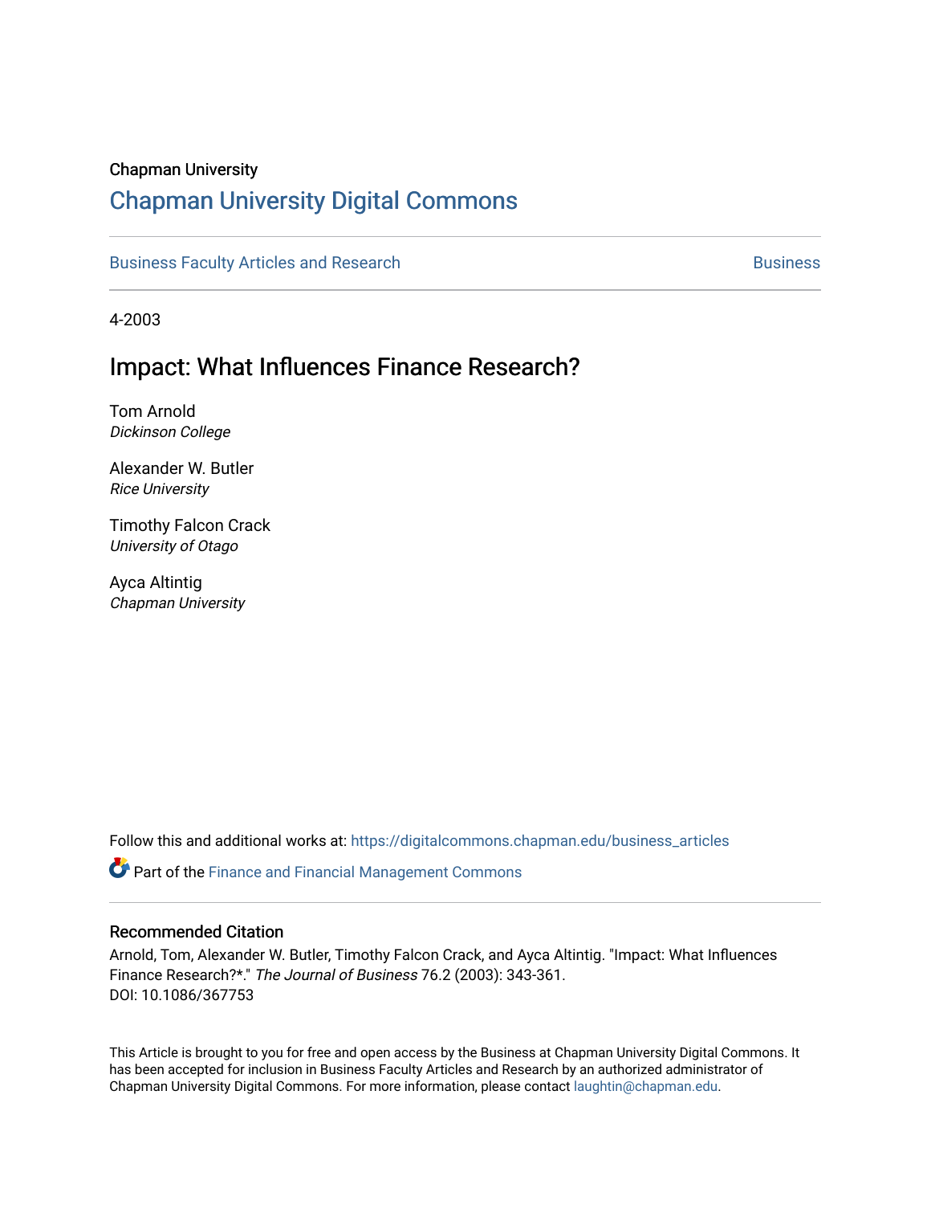Chapman University

## Chapman University Digital Commons

Business Faculty Articles and Research | Business

4-2003

# Impact: What Influences Finance Research?

Tom Arnold
*Dickinson College*

Alexander W. Butler
*Rice University*

Timothy Falcon Crack
*University of Otago*

Ayca Altintig
*Chapman University*

Follow this and additional works at: https://digitalcommons.chapman.edu/business_articles

Part of the Finance and Financial Management Commons

### Recommended Citation

Arnold, Tom, Alexander W. Butler, Timothy Falcon Crack, and Ayca Altintig. "Impact: What Influences Finance Research?*." *The Journal of Business* 76.2 (2003): 343-361.
DOI: 10.1086/367753

This Article is brought to you for free and open access by the Business at Chapman University Digital Commons. It has been accepted for inclusion in Business Faculty Articles and Research by an authorized administrator of Chapman University Digital Commons. For more information, please contact laughtin@chapman.edu.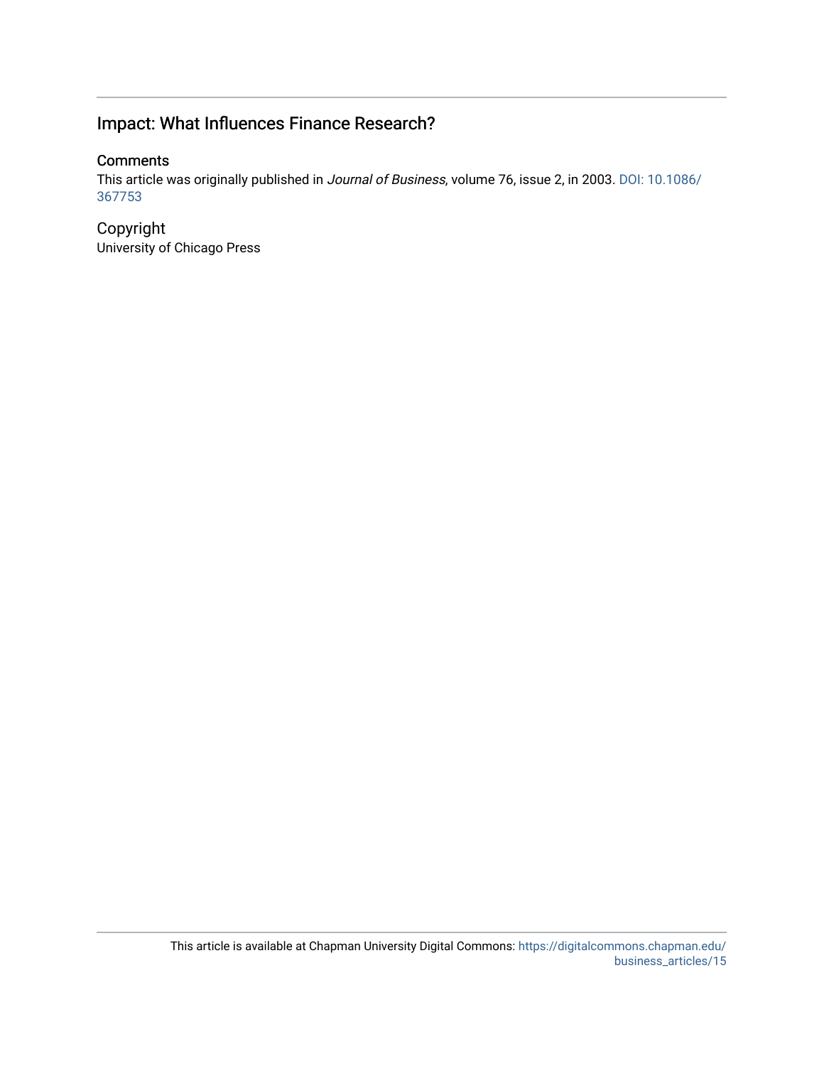## Impact: What Influences Finance Research?

### Comments

This article was originally published in *Journal of Business*, volume 76, issue 2, in 2003. DOI: 10.1086/367753

### Copyright

University of Chicago Press

This article is available at Chapman University Digital Commons: https://digitalcommons.chapman.edu/business_articles/15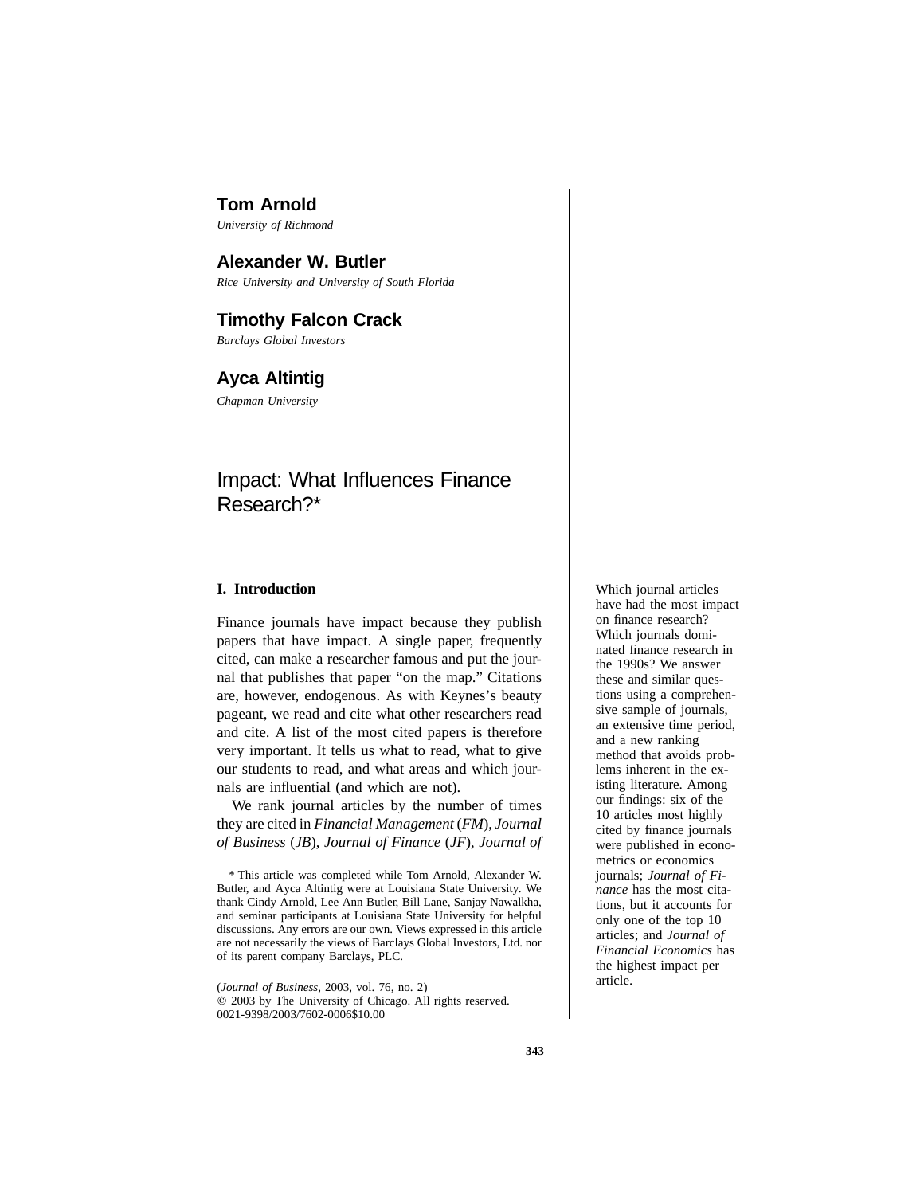**Tom Arnold**

*University of Richmond*

**Alexander W. Butler**

*Rice University and University of South Florida*

**Timothy Falcon Crack**

*Barclays Global Investors*

**Ayca Altintig**

*Chapman University*

# Impact: What Influences Finance Research?*

Which journal articles have had the most impact on finance research? Which journals dominated finance research in the 1990s? We answer these and similar questions using a comprehensive sample of journals, an extensive time period, and a new ranking method that avoids problems inherent in the existing literature. Among our findings: six of the 10 articles most highly cited by finance journals were published in econometrics or economics journals; *Journal of Finance* has the most citations, but it accounts for only one of the top 10 articles; and *Journal of Financial Economics* has the highest impact per article.

## I. Introduction

Finance journals have impact because they publish papers that have impact. A single paper, frequently cited, can make a researcher famous and put the journal that publishes that paper "on the map." Citations are, however, endogenous. As with Keynes's beauty pageant, we read and cite what other researchers read and cite. A list of the most cited papers is therefore very important. It tells us what to read, what to give our students to read, and what areas and which journals are influential (and which are not).

We rank journal articles by the number of times they are cited in *Financial Management* (*FM*), *Journal of Business* (*JB*), *Journal of Finance* (*JF*), *Journal of*

\* This article was completed while Tom Arnold, Alexander W. Butler, and Ayca Altintig were at Louisiana State University. We thank Cindy Arnold, Lee Ann Butler, Bill Lane, Sanjay Nawalkha, and seminar participants at Louisiana State University for helpful discussions. Any errors are our own. Views expressed in this article are not necessarily the views of Barclays Global Investors, Ltd. nor of its parent company Barclays, PLC.

(*Journal of Business*, 2003, vol. 76, no. 2)
© 2003 by The University of Chicago. All rights reserved.
0021-9398/2003/7602-0006$10.00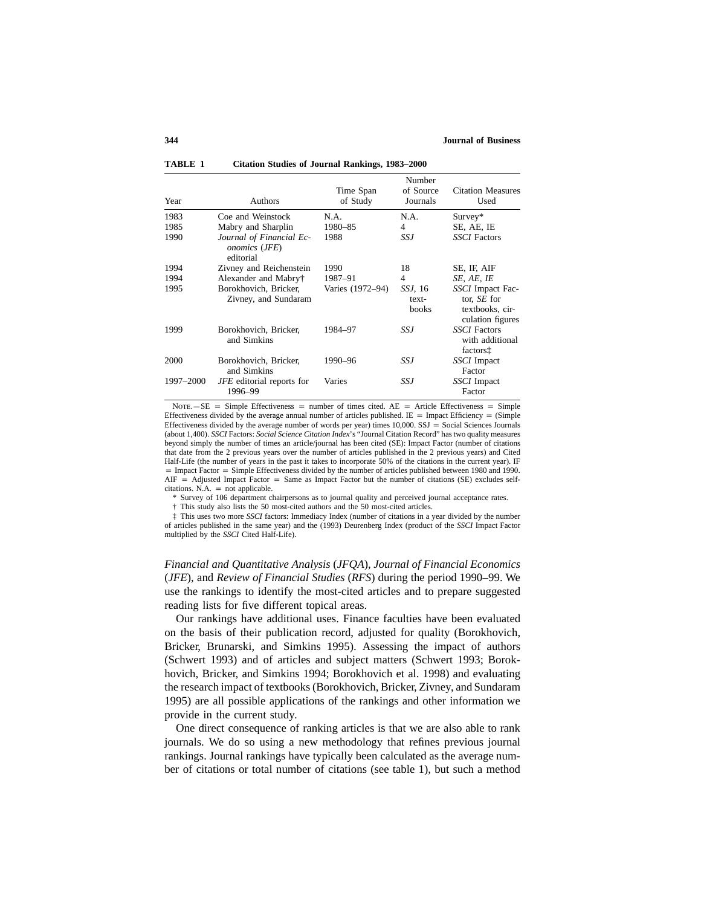**TABLE 1 Citation Studies of Journal Rankings, 1983–2000**

| Year | Authors | Time Span of Study | Number of Source Journals | Citation Measures Used |
|---|---|---|---|---|
| 1983 | Coe and Weinstock | N.A. | N.A. | Survey* |
| 1985 | Mabry and Sharplin | 1980–85 | 4 | SE, AE, IE |
| 1990 | *Journal of Financial Economics* (*JFE*) editorial | 1988 | *SSJ* | *SSCI* Factors |
| 1994 | Zivney and Reichenstein | 1990 | 18 | SE, IF, AIF |
| 1994 | Alexander and Mabry† | 1987–91 | 4 | *SE, AE, IE* |
| 1995 | Borokhovich, Bricker, Zivney, and Sundaram | Varies (1972–94) | *SSJ*, 16 text-books | *SSCI* Impact Factor, *SE* for textbooks, circulation figures |
| 1999 | Borokhovich, Bricker, and Simkins | 1984–97 | *SSJ* | *SSCI* Factors with additional factors‡ |
| 2000 | Borokhovich, Bricker, and Simkins | 1990–96 | *SSJ* | *SSCI* Impact Factor |
| 1997–2000 | *JFE* editorial reports for 1996–99 | Varies | *SSJ* | *SSCI* Impact Factor |

NOTE.—SE = Simple Effectiveness = number of times cited. AE = Article Effectiveness = Simple Effectiveness divided by the average annual number of articles published. IE = Impact Efficiency = (Simple Effectiveness divided by the average number of words per year) times 10,000. SSJ = Social Sciences Journals (about 1,400). *SSCI* Factors: *Social Science Citation Index*'s "Journal Citation Record" has two quality measures beyond simply the number of times an article/journal has been cited (SE): Impact Factor (number of citations that date from the 2 previous years over the number of articles published in the 2 previous years) and Cited Half-Life (the number of years in the past it takes to incorporate 50% of the citations in the current year). IF = Impact Factor = Simple Effectiveness divided by the number of articles published between 1980 and 1990. AIF = Adjusted Impact Factor = Same as Impact Factor but the number of citations (SE) excludes self-citations. N.A. = not applicable.

\* Survey of 106 department chairpersons as to journal quality and perceived journal acceptance rates.

† This study also lists the 50 most-cited authors and the 50 most-cited articles.

‡ This uses two more *SSCI* factors: Immediacy Index (number of citations in a year divided by the number of articles published in the same year) and the (1993) Deurenberg Index (product of the *SSCI* Impact Factor multiplied by the *SSCI* Cited Half-Life).

*Financial and Quantitative Analysis* (*JFQA*), *Journal of Financial Economics* (*JFE*), and *Review of Financial Studies* (*RFS*) during the period 1990–99. We use the rankings to identify the most-cited articles and to prepare suggested reading lists for five different topical areas.

Our rankings have additional uses. Finance faculties have been evaluated on the basis of their publication record, adjusted for quality (Borokhovich, Bricker, Brunarski, and Simkins 1995). Assessing the impact of authors (Schwert 1993) and of articles and subject matters (Schwert 1993; Borokhovich, Bricker, and Simkins 1994; Borokhovich et al. 1998) and evaluating the research impact of textbooks (Borokhovich, Bricker, Zivney, and Sundaram 1995) are all possible applications of the rankings and other information we provide in the current study.

One direct consequence of ranking articles is that we are also able to rank journals. We do so using a new methodology that refines previous journal rankings. Journal rankings have typically been calculated as the average number of citations or total number of citations (see table 1), but such a method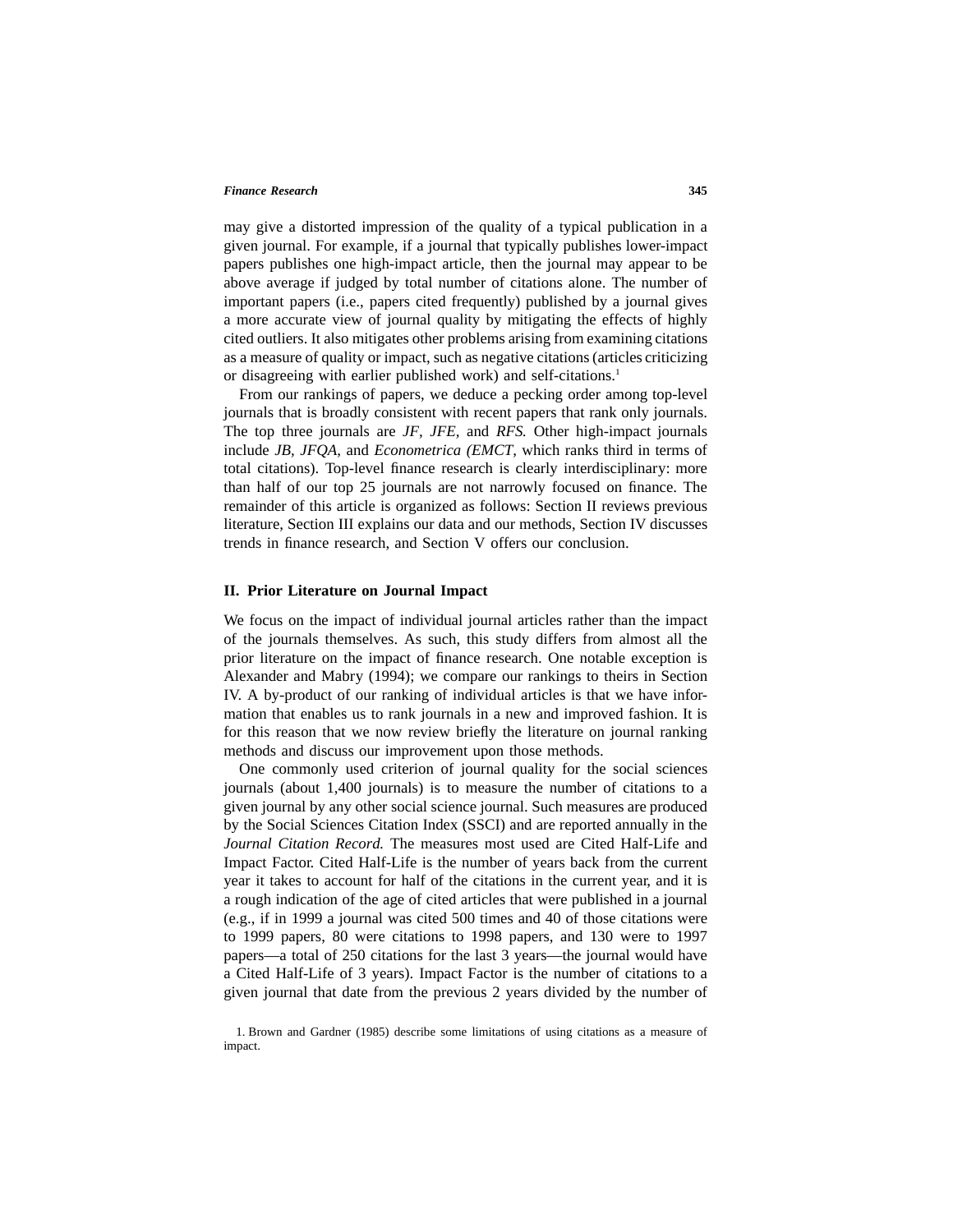may give a distorted impression of the quality of a typical publication in a given journal. For example, if a journal that typically publishes lower-impact papers publishes one high-impact article, then the journal may appear to be above average if judged by total number of citations alone. The number of important papers (i.e., papers cited frequently) published by a journal gives a more accurate view of journal quality by mitigating the effects of highly cited outliers. It also mitigates other problems arising from examining citations as a measure of quality or impact, such as negative citations (articles criticizing or disagreeing with earlier published work) and self-citations.[1]

From our rankings of papers, we deduce a pecking order among top-level journals that is broadly consistent with recent papers that rank only journals. The top three journals are *JF, JFE,* and *RFS.* Other high-impact journals include *JB, JFQA,* and *Econometrica (EMCT,* which ranks third in terms of total citations). Top-level finance research is clearly interdisciplinary: more than half of our top 25 journals are not narrowly focused on finance. The remainder of this article is organized as follows: Section II reviews previous literature, Section III explains our data and our methods, Section IV discusses trends in finance research, and Section V offers our conclusion.

## II. Prior Literature on Journal Impact

We focus on the impact of individual journal articles rather than the impact of the journals themselves. As such, this study differs from almost all the prior literature on the impact of finance research. One notable exception is Alexander and Mabry (1994); we compare our rankings to theirs in Section IV. A by-product of our ranking of individual articles is that we have information that enables us to rank journals in a new and improved fashion. It is for this reason that we now review briefly the literature on journal ranking methods and discuss our improvement upon those methods.

One commonly used criterion of journal quality for the social sciences journals (about 1,400 journals) is to measure the number of citations to a given journal by any other social science journal. Such measures are produced by the Social Sciences Citation Index (SSCI) and are reported annually in the *Journal Citation Record.* The measures most used are Cited Half-Life and Impact Factor. Cited Half-Life is the number of years back from the current year it takes to account for half of the citations in the current year, and it is a rough indication of the age of cited articles that were published in a journal (e.g., if in 1999 a journal was cited 500 times and 40 of those citations were to 1999 papers, 80 were citations to 1998 papers, and 130 were to 1997 papers—a total of 250 citations for the last 3 years—the journal would have a Cited Half-Life of 3 years). Impact Factor is the number of citations to a given journal that date from the previous 2 years divided by the number of

1. Brown and Gardner (1985) describe some limitations of using citations as a measure of impact.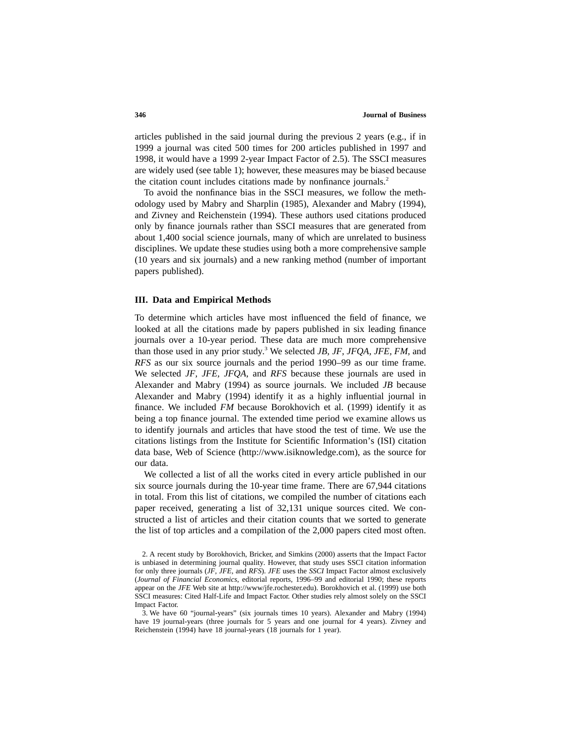articles published in the said journal during the previous 2 years (e.g., if in 1999 a journal was cited 500 times for 200 articles published in 1997 and 1998, it would have a 1999 2-year Impact Factor of 2.5). The SSCI measures are widely used (see table 1); however, these measures may be biased because the citation count includes citations made by nonfinance journals.[2]

To avoid the nonfinance bias in the SSCI measures, we follow the methodology used by Mabry and Sharplin (1985), Alexander and Mabry (1994), and Zivney and Reichenstein (1994). These authors used citations produced only by finance journals rather than SSCI measures that are generated from about 1,400 social science journals, many of which are unrelated to business disciplines. We update these studies using both a more comprehensive sample (10 years and six journals) and a new ranking method (number of important papers published).

## III. Data and Empirical Methods

To determine which articles have most influenced the field of finance, we looked at all the citations made by papers published in six leading finance journals over a 10-year period. These data are much more comprehensive than those used in any prior study.[3] We selected *JB, JF, JFQA, JFE, FM,* and *RFS* as our six source journals and the period 1990–99 as our time frame. We selected *JF, JFE, JFQA,* and *RFS* because these journals are used in Alexander and Mabry (1994) as source journals. We included *JB* because Alexander and Mabry (1994) identify it as a highly influential journal in finance. We included *FM* because Borokhovich et al. (1999) identify it as being a top finance journal. The extended time period we examine allows us to identify journals and articles that have stood the test of time. We use the citations listings from the Institute for Scientific Information's (ISI) citation data base, Web of Science (http://www.isiknowledge.com), as the source for our data.

We collected a list of all the works cited in every article published in our six source journals during the 10-year time frame. There are 67,944 citations in total. From this list of citations, we compiled the number of citations each paper received, generating a list of 32,131 unique sources cited. We constructed a list of articles and their citation counts that we sorted to generate the list of top articles and a compilation of the 2,000 papers cited most often.

2. A recent study by Borokhovich, Bricker, and Simkins (2000) asserts that the Impact Factor is unbiased in determining journal quality. However, that study uses SSCI citation information for only three journals (*JF, JFE,* and *RFS*). *JFE* uses the *SSCI* Impact Factor almost exclusively (*Journal of Financial Economics*, editorial reports, 1996–99 and editorial 1990; these reports appear on the *JFE* Web site at http://www/jfe.rochester.edu). Borokhovich et al. (1999) use both SSCI measures: Cited Half-Life and Impact Factor. Other studies rely almost solely on the SSCI Impact Factor.

3. We have 60 "journal-years" (six journals times 10 years). Alexander and Mabry (1994) have 19 journal-years (three journals for 5 years and one journal for 4 years). Zivney and Reichenstein (1994) have 18 journal-years (18 journals for 1 year).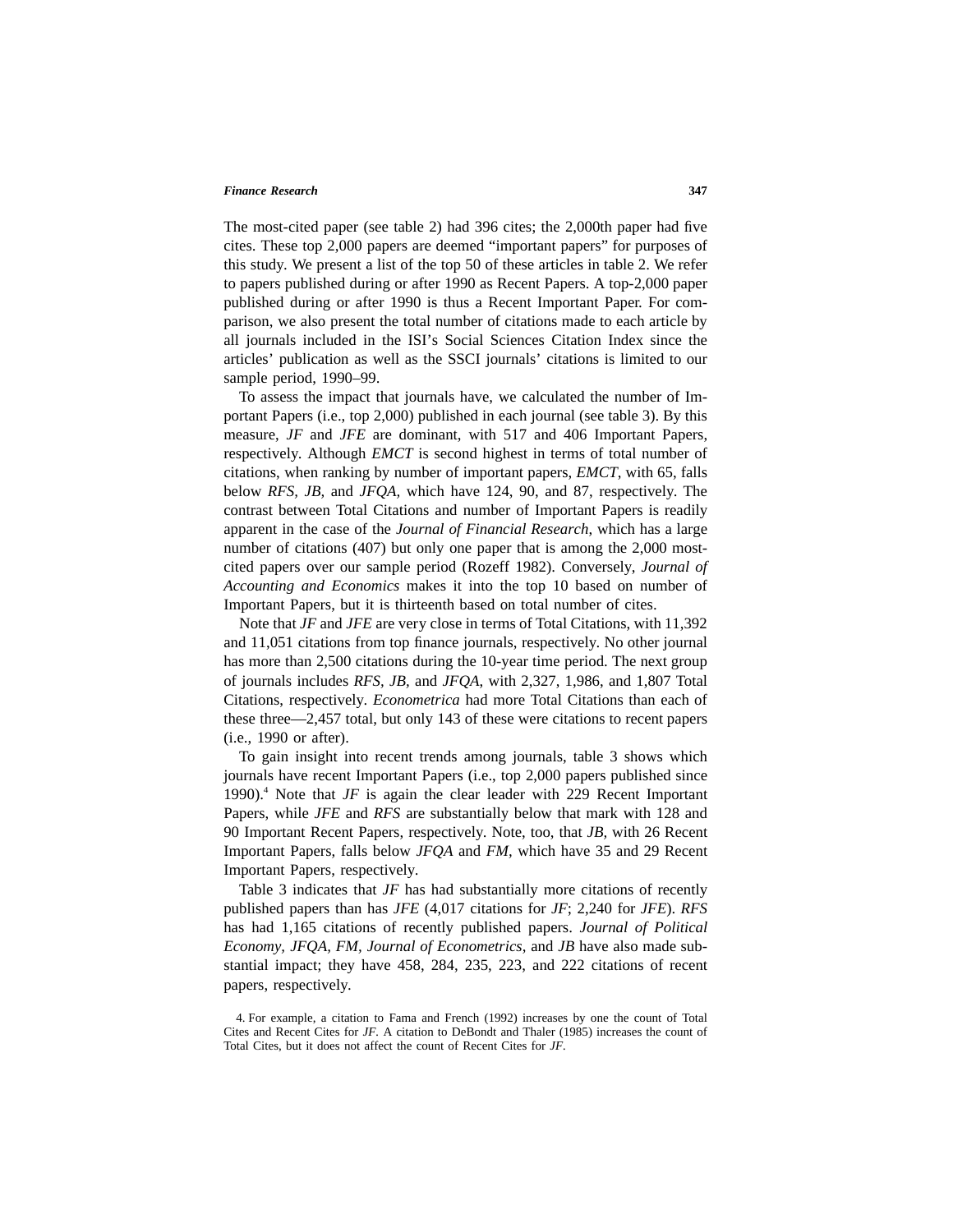The most-cited paper (see table 2) had 396 cites; the 2,000th paper had five cites. These top 2,000 papers are deemed "important papers" for purposes of this study. We present a list of the top 50 of these articles in table 2. We refer to papers published during or after 1990 as Recent Papers. A top-2,000 paper published during or after 1990 is thus a Recent Important Paper. For comparison, we also present the total number of citations made to each article by all journals included in the ISI's Social Sciences Citation Index since the articles' publication as well as the SSCI journals' citations is limited to our sample period, 1990–99.

To assess the impact that journals have, we calculated the number of Important Papers (i.e., top 2,000) published in each journal (see table 3). By this measure, *JF* and *JFE* are dominant, with 517 and 406 Important Papers, respectively. Although *EMCT* is second highest in terms of total number of citations, when ranking by number of important papers, *EMCT*, with 65, falls below *RFS, JB,* and *JFQA,* which have 124, 90, and 87, respectively. The contrast between Total Citations and number of Important Papers is readily apparent in the case of the *Journal of Financial Research,* which has a large number of citations (407) but only one paper that is among the 2,000 most-cited papers over our sample period (Rozeff 1982). Conversely, *Journal of Accounting and Economics* makes it into the top 10 based on number of Important Papers, but it is thirteenth based on total number of cites.

Note that *JF* and *JFE* are very close in terms of Total Citations, with 11,392 and 11,051 citations from top finance journals, respectively. No other journal has more than 2,500 citations during the 10-year time period. The next group of journals includes *RFS, JB,* and *JFQA,* with 2,327, 1,986, and 1,807 Total Citations, respectively. *Econometrica* had more Total Citations than each of these three—2,457 total, but only 143 of these were citations to recent papers (i.e., 1990 or after).

To gain insight into recent trends among journals, table 3 shows which journals have recent Important Papers (i.e., top 2,000 papers published since 1990).[4] Note that *JF* is again the clear leader with 229 Recent Important Papers, while *JFE* and *RFS* are substantially below that mark with 128 and 90 Important Recent Papers, respectively. Note, too, that *JB,* with 26 Recent Important Papers, falls below *JFQA* and *FM*, which have 35 and 29 Recent Important Papers, respectively.

Table 3 indicates that *JF* has had substantially more citations of recently published papers than has *JFE* (4,017 citations for *JF*; 2,240 for *JFE*). *RFS* has had 1,165 citations of recently published papers. *Journal of Political Economy, JFQA, FM, Journal of Econometrics,* and *JB* have also made substantial impact; they have 458, 284, 235, 223, and 222 citations of recent papers, respectively.

4. For example, a citation to Fama and French (1992) increases by one the count of Total Cites and Recent Cites for *JF*. A citation to DeBondt and Thaler (1985) increases the count of Total Cites, but it does not affect the count of Recent Cites for *JF*.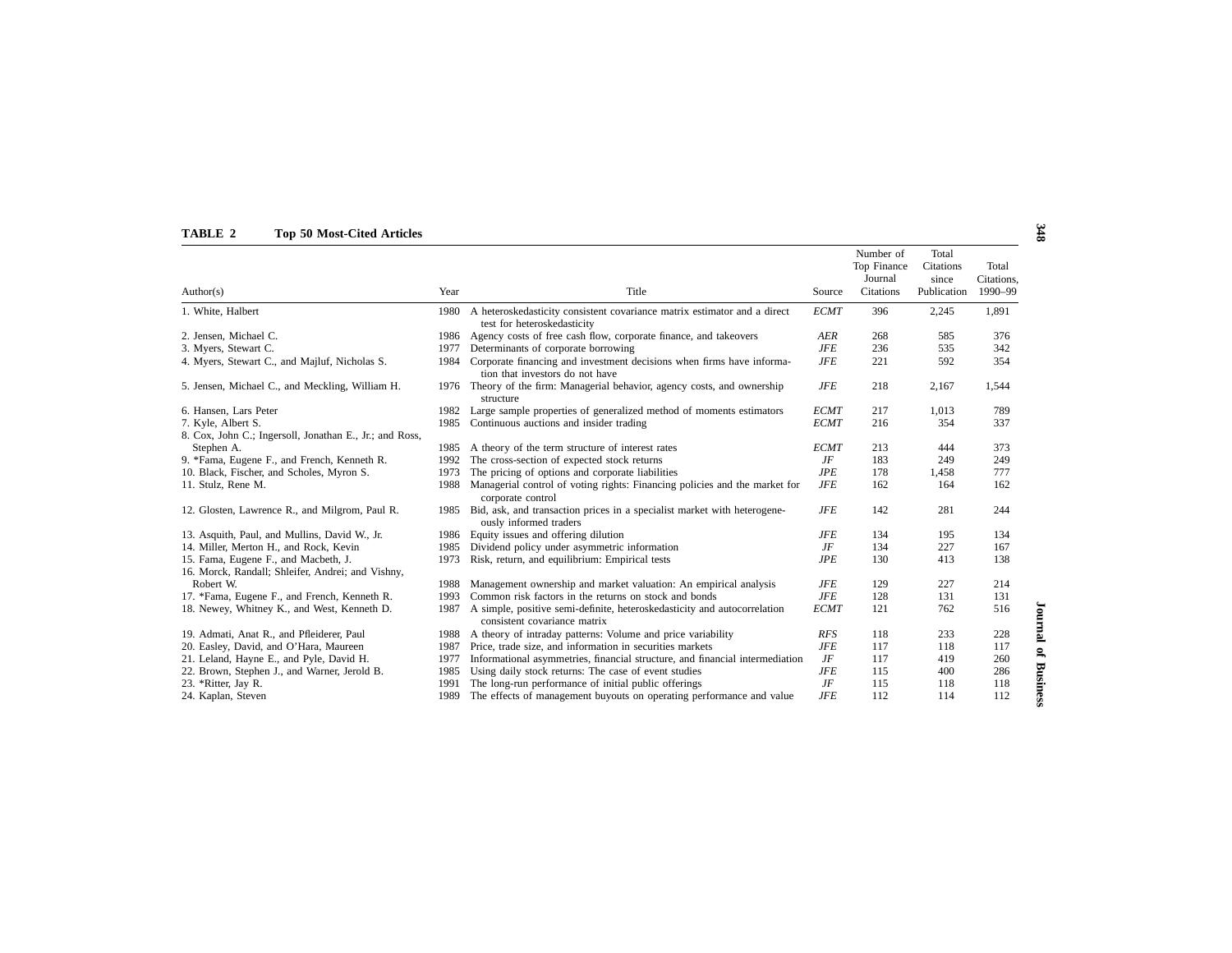**TABLE 2 Top 50 Most-Cited Articles**

| Author(s) | Year | Title | Source | Number of Top Finance Journal Citations | Total Citations since Publication | Total Citations, 1990–99 |
|---|---|---|---|---|---|---|
| 1. White, Halbert | 1980 | A heteroskedasticity consistent covariance matrix estimator and a direct test for heteroskedasticity | *ECMT* | 396 | 2,245 | 1,891 |
| 2. Jensen, Michael C. | 1986 | Agency costs of free cash flow, corporate finance, and takeovers | *AER* | 268 | 585 | 376 |
| 3. Myers, Stewart C. | 1977 | Determinants of corporate borrowing | *JFE* | 236 | 535 | 342 |
| 4. Myers, Stewart C., and Majluf, Nicholas S. | 1984 | Corporate financing and investment decisions when firms have information that investors do not have | *JFE* | 221 | 592 | 354 |
| 5. Jensen, Michael C., and Meckling, William H. | 1976 | Theory of the firm: Managerial behavior, agency costs, and ownership structure | *JFE* | 218 | 2,167 | 1,544 |
| 6. Hansen, Lars Peter | 1982 | Large sample properties of generalized method of moments estimators | *ECMT* | 217 | 1,013 | 789 |
| 7. Kyle, Albert S. | 1985 | Continuous auctions and insider trading | *ECMT* | 216 | 354 | 337 |
| 8. Cox, John C.; Ingersoll, Jonathan E., Jr.; and Ross, Stephen A. | 1985 | A theory of the term structure of interest rates | *ECMT* | 213 | 444 | 373 |
| 9. *Fama, Eugene F., and French, Kenneth R. | 1992 | The cross-section of expected stock returns | *JF* | 183 | 249 | 249 |
| 10. Black, Fischer, and Scholes, Myron S. | 1973 | The pricing of options and corporate liabilities | *JPE* | 178 | 1,458 | 777 |
| 11. Stulz, Rene M. | 1988 | Managerial control of voting rights: Financing policies and the market for corporate control | *JFE* | 162 | 164 | 162 |
| 12. Glosten, Lawrence R., and Milgrom, Paul R. | 1985 | Bid, ask, and transaction prices in a specialist market with heterogeneously informed traders | *JFE* | 142 | 281 | 244 |
| 13. Asquith, Paul, and Mullins, David W., Jr. | 1986 | Equity issues and offering dilution | *JFE* | 134 | 195 | 134 |
| 14. Miller, Merton H., and Rock, Kevin | 1985 | Dividend policy under asymmetric information | *JF* | 134 | 227 | 167 |
| 15. Fama, Eugene F., and Macbeth, J. | 1973 | Risk, return, and equilibrium: Empirical tests | *JPE* | 130 | 413 | 138 |
| 16. Morck, Randall; Shleifer, Andrei; and Vishny, Robert W. | 1988 | Management ownership and market valuation: An empirical analysis | *JFE* | 129 | 227 | 214 |
| 17. *Fama, Eugene F., and French, Kenneth R. | 1993 | Common risk factors in the returns on stock and bonds | *JFE* | 128 | 131 | 131 |
| 18. Newey, Whitney K., and West, Kenneth D. | 1987 | A simple, positive semi-definite, heteroskedasticity and autocorrelation consistent covariance matrix | *ECMT* | 121 | 762 | 516 |
| 19. Admati, Anat R., and Pfleiderer, Paul | 1988 | A theory of intraday patterns: Volume and price variability | *RFS* | 118 | 233 | 228 |
| 20. Easley, David, and O'Hara, Maureen | 1987 | Price, trade size, and information in securities markets | *JFE* | 117 | 118 | 117 |
| 21. Leland, Hayne E., and Pyle, David H. | 1977 | Informational asymmetries, financial structure, and financial intermediation | *JF* | 117 | 419 | 260 |
| 22. Brown, Stephen J., and Warner, Jerold B. | 1985 | Using daily stock returns: The case of event studies | *JFE* | 115 | 400 | 286 |
| 23. *Ritter, Jay R. | 1991 | The long-run performance of initial public offerings | *JF* | 115 | 118 | 118 |
| 24. Kaplan, Steven | 1989 | The effects of management buyouts on operating performance and value | *JFE* | 112 | 114 | 112 |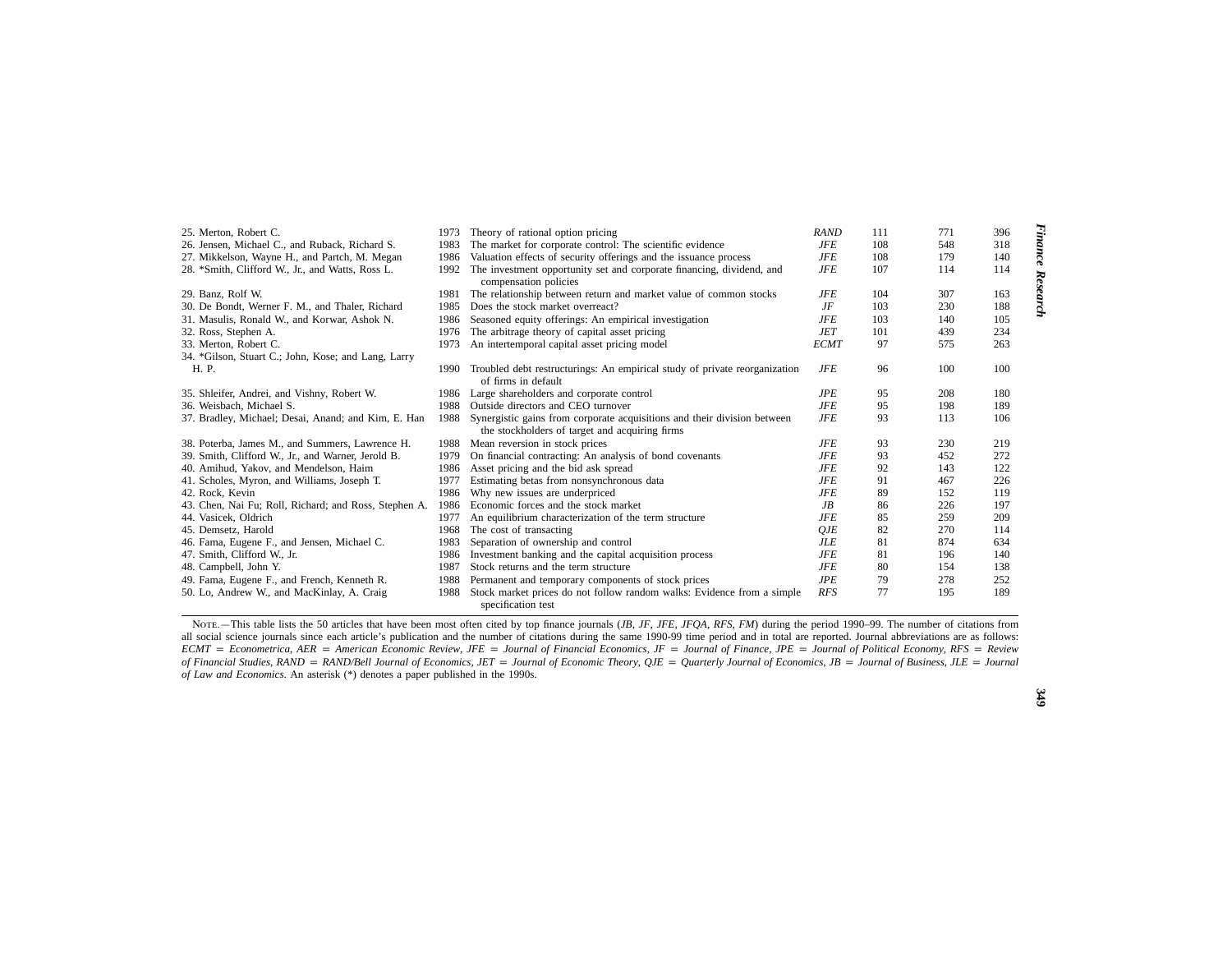| | | | | | | |
|---|---|---|---|---|---|---|
| 25. Merton, Robert C. | 1973 | Theory of rational option pricing | *RAND* | 111 | 771 | 396 |
| 26. Jensen, Michael C., and Ruback, Richard S. | 1983 | The market for corporate control: The scientific evidence | *JFE* | 108 | 548 | 318 |
| 27. Mikkelson, Wayne H., and Partch, M. Megan | 1986 | Valuation effects of security offerings and the issuance process | *JFE* | 108 | 179 | 140 |
| 28. *Smith, Clifford W., Jr., and Watts, Ross L. | 1992 | The investment opportunity set and corporate financing, dividend, and compensation policies | *JFE* | 107 | 114 | 114 |
| 29. Banz, Rolf W. | 1981 | The relationship between return and market value of common stocks | *JFE* | 104 | 307 | 163 |
| 30. De Bondt, Werner F. M., and Thaler, Richard | 1985 | Does the stock market overreact? | *JF* | 103 | 230 | 188 |
| 31. Masulis, Ronald W., and Korwar, Ashok N. | 1986 | Seasoned equity offerings: An empirical investigation | *JFE* | 103 | 140 | 105 |
| 32. Ross, Stephen A. | 1976 | The arbitrage theory of capital asset pricing | *JET* | 101 | 439 | 234 |
| 33. Merton, Robert C. | 1973 | An intertemporal capital asset pricing model | *ECMT* | 97 | 575 | 263 |
| 34. *Gilson, Stuart C.; John, Kose; and Lang, Larry H. P. | 1990 | Troubled debt restructurings: An empirical study of private reorganization of firms in default | *JFE* | 96 | 100 | 100 |
| 35. Shleifer, Andrei, and Vishny, Robert W. | 1986 | Large shareholders and corporate control | *JPE* | 95 | 208 | 180 |
| 36. Weisbach, Michael S. | 1988 | Outside directors and CEO turnover | *JFE* | 95 | 198 | 189 |
| 37. Bradley, Michael; Desai, Anand; and Kim, E. Han | 1988 | Synergistic gains from corporate acquisitions and their division between the stockholders of target and acquiring firms | *JFE* | 93 | 113 | 106 |
| 38. Poterba, James M., and Summers, Lawrence H. | 1988 | Mean reversion in stock prices | *JFE* | 93 | 230 | 219 |
| 39. Smith, Clifford W., Jr., and Warner, Jerold B. | 1979 | On financial contracting: An analysis of bond covenants | *JFE* | 93 | 452 | 272 |
| 40. Amihud, Yakov, and Mendelson, Haim | 1986 | Asset pricing and the bid ask spread | *JFE* | 92 | 143 | 122 |
| 41. Scholes, Myron, and Williams, Joseph T. | 1977 | Estimating betas from nonsynchronous data | *JFE* | 91 | 467 | 226 |
| 42. Rock, Kevin | 1986 | Why new issues are underpriced | *JFE* | 89 | 152 | 119 |
| 43. Chen, Nai Fu; Roll, Richard; and Ross, Stephen A. | 1986 | Economic forces and the stock market | *JB* | 86 | 226 | 197 |
| 44. Vasicek, Oldrich | 1977 | An equilibrium characterization of the term structure | *JFE* | 85 | 259 | 209 |
| 45. Demsetz, Harold | 1968 | The cost of transacting | *QJE* | 82 | 270 | 114 |
| 46. Fama, Eugene F., and Jensen, Michael C. | 1983 | Separation of ownership and control | *JLE* | 81 | 874 | 634 |
| 47. Smith, Clifford W., Jr. | 1986 | Investment banking and the capital acquisition process | *JFE* | 81 | 196 | 140 |
| 48. Campbell, John Y. | 1987 | Stock returns and the term structure | *JFE* | 80 | 154 | 138 |
| 49. Fama, Eugene F., and French, Kenneth R. | 1988 | Permanent and temporary components of stock prices | *JPE* | 79 | 278 | 252 |
| 50. Lo, Andrew W., and MacKinlay, A. Craig | 1988 | Stock market prices do not follow random walks: Evidence from a simple specification test | *RFS* | 77 | 195 | 189 |

NOTE.—This table lists the 50 articles that have been most often cited by top finance journals (*JB, JF, JFE, JFQA, RFS, FM*) during the period 1990–99. The number of citations from all social science journals since each article's publication and the number of citations during the same 1990-99 time period and in total are reported. Journal abbreviations are as follows: *ECMT = Econometrica, AER = American Economic Review, JFE = Journal of Financial Economics, JF = Journal of Finance, JPE = Journal of Political Economy, RFS = Review of Financial Studies, RAND = RAND/Bell Journal of Economics, JET = Journal of Economic Theory, QJE = Quarterly Journal of Economics, JB = Journal of Business, JLE = Journal of Law and Economics*. An asterisk (*) denotes a paper published in the 1990s.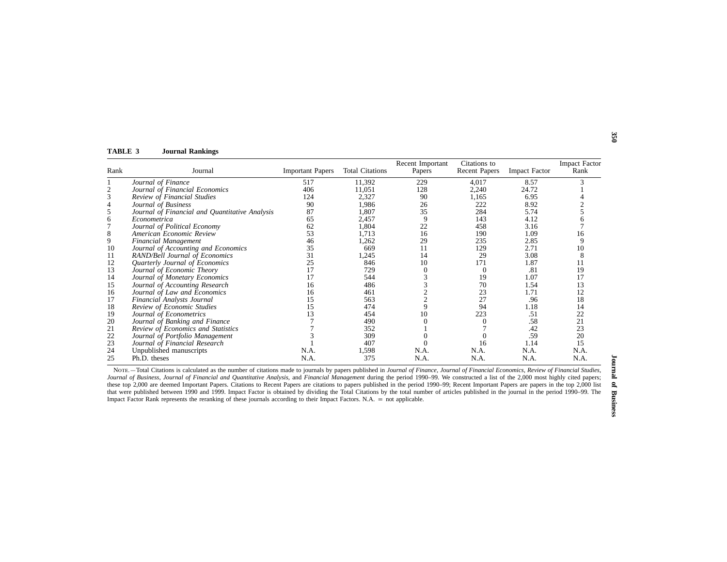**TABLE 3 Journal Rankings**

| Rank | Journal | Important Papers | Total Citations | Recent Important Papers | Citations to Recent Papers | Impact Factor | Impact Factor Rank |
|---|---|---|---|---|---|---|---|
| 1 | *Journal of Finance* | 517 | 11,392 | 229 | 4,017 | 8.57 | 3 |
| 2 | *Journal of Financial Economics* | 406 | 11,051 | 128 | 2,240 | 24.72 | 1 |
| 3 | *Review of Financial Studies* | 124 | 2,327 | 90 | 1,165 | 6.95 | 4 |
| 4 | *Journal of Business* | 90 | 1,986 | 26 | 222 | 8.92 | 2 |
| 5 | *Journal of Financial and Quantitative Analysis* | 87 | 1,807 | 35 | 284 | 5.74 | 5 |
| 6 | *Econometrica* | 65 | 2,457 | 9 | 143 | 4.12 | 6 |
| 7 | *Journal of Political Economy* | 62 | 1,804 | 22 | 458 | 3.16 | 7 |
| 8 | *American Economic Review* | 53 | 1,713 | 16 | 190 | 1.09 | 16 |
| 9 | *Financial Management* | 46 | 1,262 | 29 | 235 | 2.85 | 9 |
| 10 | *Journal of Accounting and Economics* | 35 | 669 | 11 | 129 | 2.71 | 10 |
| 11 | *RAND/Bell Journal of Economics* | 31 | 1,245 | 14 | 29 | 3.08 | 8 |
| 12 | *Quarterly Journal of Economics* | 25 | 846 | 10 | 171 | 1.87 | 11 |
| 13 | *Journal of Economic Theory* | 17 | 729 | 0 | 0 | .81 | 19 |
| 14 | *Journal of Monetary Economics* | 17 | 544 | 3 | 19 | 1.07 | 17 |
| 15 | *Journal of Accounting Research* | 16 | 486 | 3 | 70 | 1.54 | 13 |
| 16 | *Journal of Law and Economics* | 16 | 461 | 2 | 23 | 1.71 | 12 |
| 17 | *Financial Analysts Journal* | 15 | 563 | 2 | 27 | .96 | 18 |
| 18 | *Review of Economic Studies* | 15 | 474 | 9 | 94 | 1.18 | 14 |
| 19 | *Journal of Econometrics* | 13 | 454 | 10 | 223 | .51 | 22 |
| 20 | *Journal of Banking and Finance* | 7 | 490 | 0 | 0 | .58 | 21 |
| 21 | *Review of Economics and Statistics* | 7 | 352 | 1 | 7 | .42 | 23 |
| 22 | *Journal of Portfolio Management* | 3 | 309 | 0 | 0 | .59 | 20 |
| 23 | *Journal of Financial Research* | 1 | 407 | 0 | 16 | 1.14 | 15 |
| 24 | Unpublished manuscripts | N.A. | 1,598 | N.A. | N.A. | N.A. | N.A. |
| 25 | Ph.D. theses | N.A. | 375 | N.A. | N.A. | N.A. | N.A. |

NOTE.—Total Citations is calculated as the number of citations made to journals by papers published in *Journal of Finance*, *Journal of Financial Economics*, *Review of Financial Studies*, *Journal of Business*, *Journal of Financial and Quantitative Analysis*, and *Financial Management* during the period 1990–99. We constructed a list of the 2,000 most highly cited papers; these top 2,000 are deemed Important Papers. Citations to Recent Papers are citations to papers published in the period 1990–99; Recent Important Papers are papers in the top 2,000 list that were published between 1990 and 1999. Impact Factor is obtained by dividing the Total Citations by the total number of articles published in the journal in the period 1990–99. The Impact Factor Rank represents the reranking of these journals according to their Impact Factors. N.A. = not applicable.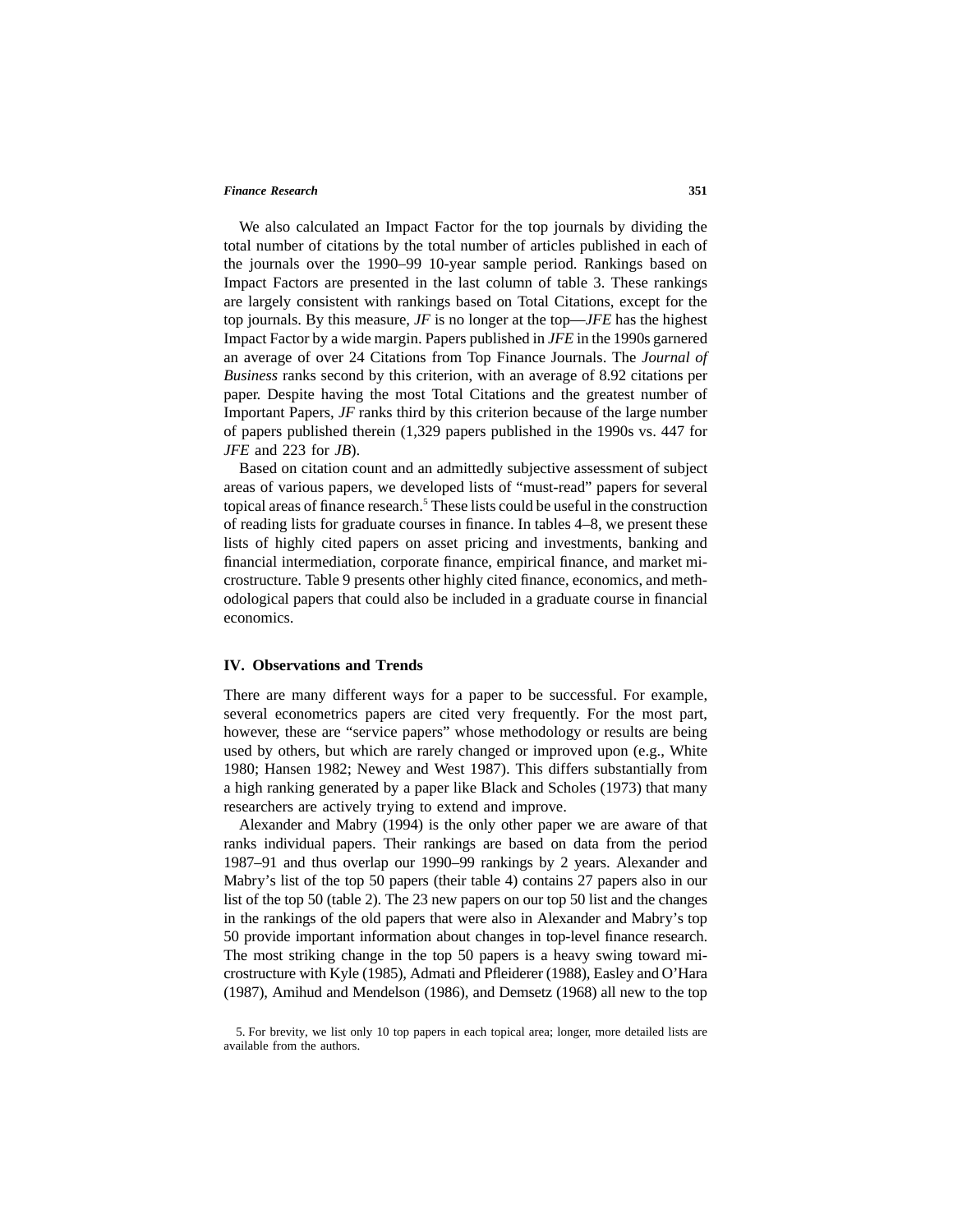We also calculated an Impact Factor for the top journals by dividing the total number of citations by the total number of articles published in each of the journals over the 1990–99 10-year sample period. Rankings based on Impact Factors are presented in the last column of table 3. These rankings are largely consistent with rankings based on Total Citations, except for the top journals. By this measure, *JF* is no longer at the top—*JFE* has the highest Impact Factor by a wide margin. Papers published in *JFE* in the 1990s garnered an average of over 24 Citations from Top Finance Journals. The *Journal of Business* ranks second by this criterion, with an average of 8.92 citations per paper. Despite having the most Total Citations and the greatest number of Important Papers, *JF* ranks third by this criterion because of the large number of papers published therein (1,329 papers published in the 1990s vs. 447 for *JFE* and 223 for *JB*).

Based on citation count and an admittedly subjective assessment of subject areas of various papers, we developed lists of "must-read" papers for several topical areas of finance research.[5] These lists could be useful in the construction of reading lists for graduate courses in finance. In tables 4–8, we present these lists of highly cited papers on asset pricing and investments, banking and financial intermediation, corporate finance, empirical finance, and market microstructure. Table 9 presents other highly cited finance, economics, and methodological papers that could also be included in a graduate course in financial economics.

## IV. Observations and Trends

There are many different ways for a paper to be successful. For example, several econometrics papers are cited very frequently. For the most part, however, these are "service papers" whose methodology or results are being used by others, but which are rarely changed or improved upon (e.g., White 1980; Hansen 1982; Newey and West 1987). This differs substantially from a high ranking generated by a paper like Black and Scholes (1973) that many researchers are actively trying to extend and improve.

Alexander and Mabry (1994) is the only other paper we are aware of that ranks individual papers. Their rankings are based on data from the period 1987–91 and thus overlap our 1990–99 rankings by 2 years. Alexander and Mabry's list of the top 50 papers (their table 4) contains 27 papers also in our list of the top 50 (table 2). The 23 new papers on our top 50 list and the changes in the rankings of the old papers that were also in Alexander and Mabry's top 50 provide important information about changes in top-level finance research. The most striking change in the top 50 papers is a heavy swing toward microstructure with Kyle (1985), Admati and Pfleiderer (1988), Easley and O'Hara (1987), Amihud and Mendelson (1986), and Demsetz (1968) all new to the top

5. For brevity, we list only 10 top papers in each topical area; longer, more detailed lists are available from the authors.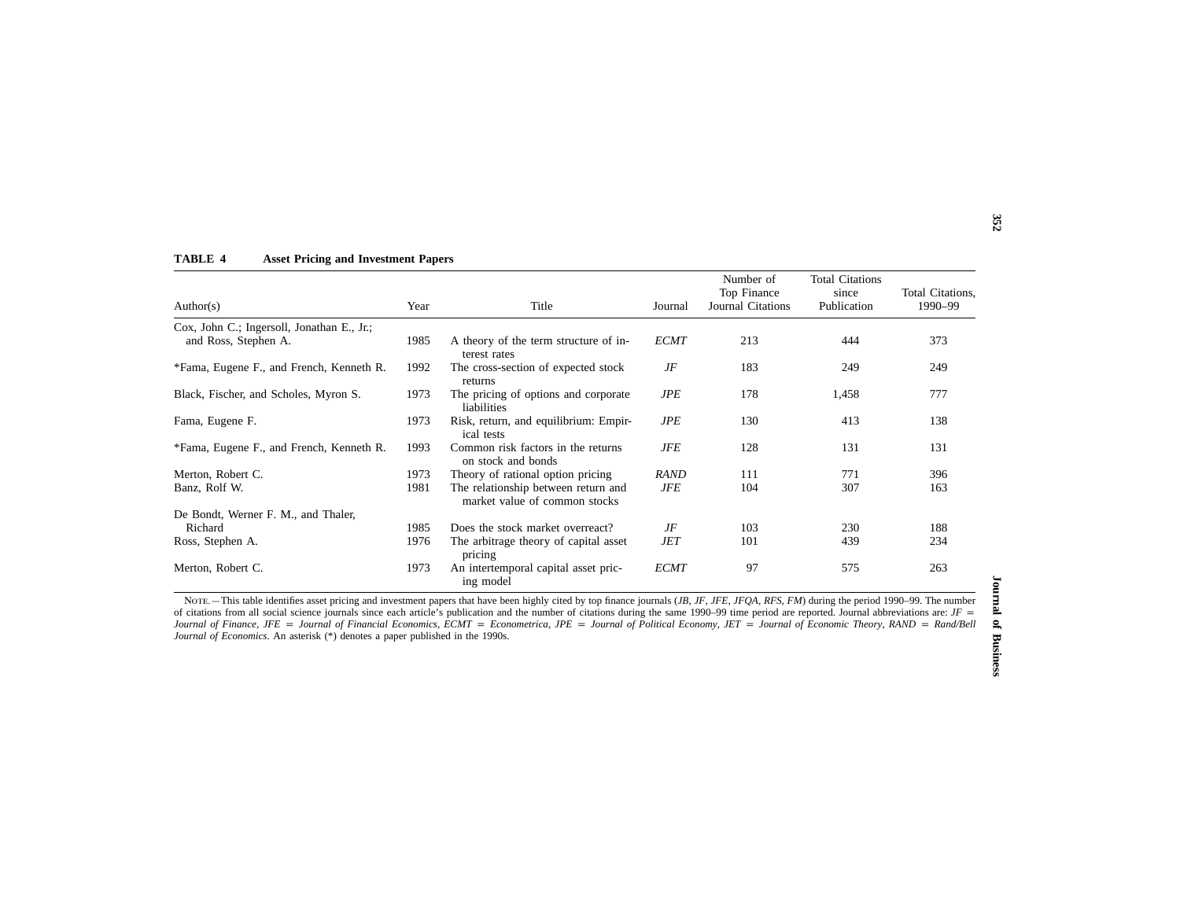**TABLE 4 Asset Pricing and Investment Papers**

| Author(s) | Year | Title | Journal | Number of Top Finance Journal Citations | Total Citations since Publication | Total Citations, 1990–99 |
|---|---|---|---|---|---|---|
| Cox, John C.; Ingersoll, Jonathan E., Jr.; and Ross, Stephen A. | 1985 | A theory of the term structure of interest rates | *ECMT* | 213 | 444 | 373 |
| *Fama, Eugene F., and French, Kenneth R. | 1992 | The cross-section of expected stock returns | *JF* | 183 | 249 | 249 |
| Black, Fischer, and Scholes, Myron S. | 1973 | The pricing of options and corporate liabilities | *JPE* | 178 | 1,458 | 777 |
| Fama, Eugene F. | 1973 | Risk, return, and equilibrium: Empirical tests | *JPE* | 130 | 413 | 138 |
| *Fama, Eugene F., and French, Kenneth R. | 1993 | Common risk factors in the returns on stock and bonds | *JFE* | 128 | 131 | 131 |
| Merton, Robert C. | 1973 | Theory of rational option pricing | *RAND* | 111 | 771 | 396 |
| Banz, Rolf W. | 1981 | The relationship between return and market value of common stocks | *JFE* | 104 | 307 | 163 |
| De Bondt, Werner F. M., and Thaler, Richard | 1985 | Does the stock market overreact? | *JF* | 103 | 230 | 188 |
| Ross, Stephen A. | 1976 | The arbitrage theory of capital asset pricing | *JET* | 101 | 439 | 234 |
| Merton, Robert C. | 1973 | An intertemporal capital asset pricing model | *ECMT* | 97 | 575 | 263 |

NOTE.—This table identifies asset pricing and investment papers that have been highly cited by top finance journals (*JB, JF, JFE, JFQA, RFS, FM*) during the period 1990–99. The number of citations from all social science journals since each article's publication and the number of citations during the same 1990–99 time period are reported. Journal abbreviations are: *JF* = *Journal of Finance*, *JFE* = *Journal of Financial Economics*, *ECMT* = *Econometrica*, *JPE* = *Journal of Political Economy*, *JET* = *Journal of Economic Theory*, *RAND* = *Rand/Bell Journal of Economics*. An asterisk (*) denotes a paper published in the 1990s.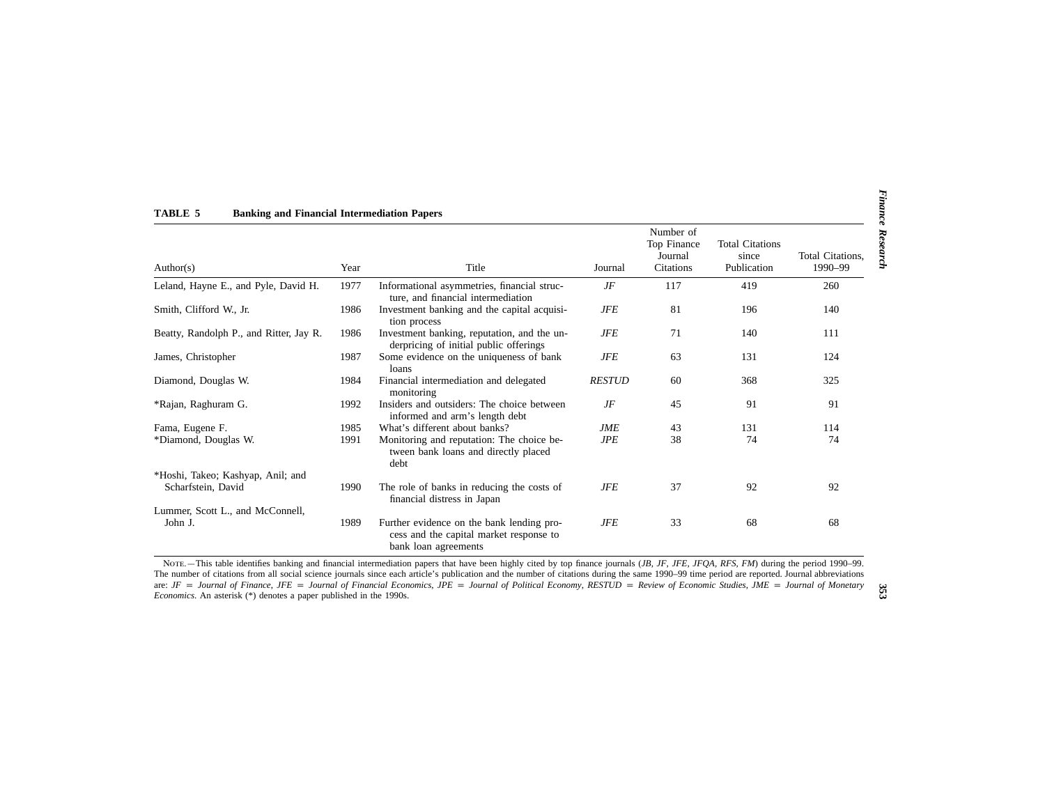**TABLE 5 Banking and Financial Intermediation Papers**

| Author(s) | Year | Title | Journal | Number of Top Finance Journal Citations | Total Citations since Publication | Total Citations, 1990–99 |
|---|---|---|---|---|---|---|
| Leland, Hayne E., and Pyle, David H. | 1977 | Informational asymmetries, financial structure, and financial intermediation | *JF* | 117 | 419 | 260 |
| Smith, Clifford W., Jr. | 1986 | Investment banking and the capital acquisition process | *JFE* | 81 | 196 | 140 |
| Beatty, Randolph P., and Ritter, Jay R. | 1986 | Investment banking, reputation, and the underpricing of initial public offerings | *JFE* | 71 | 140 | 111 |
| James, Christopher | 1987 | Some evidence on the uniqueness of bank loans | *JFE* | 63 | 131 | 124 |
| Diamond, Douglas W. | 1984 | Financial intermediation and delegated monitoring | *RESTUD* | 60 | 368 | 325 |
| *Rajan, Raghuram G. | 1992 | Insiders and outsiders: The choice between informed and arm's length debt | *JF* | 45 | 91 | 91 |
| Fama, Eugene F. | 1985 | What's different about banks? | *JME* | 43 | 131 | 114 |
| *Diamond, Douglas W. | 1991 | Monitoring and reputation: The choice between bank loans and directly placed debt | *JPE* | 38 | 74 | 74 |
| *Hoshi, Takeo; Kashyap, Anil; and Scharfstein, David | 1990 | The role of banks in reducing the costs of financial distress in Japan | *JFE* | 37 | 92 | 92 |
| Lummer, Scott L., and McConnell, John J. | 1989 | Further evidence on the bank lending process and the capital market response to bank loan agreements | *JFE* | 33 | 68 | 68 |

NOTE.—This table identifies banking and financial intermediation papers that have been highly cited by top finance journals (*JB, JF, JFE, JFQA, RFS, FM*) during the period 1990–99. The number of citations from all social science journals since each article's publication and the number of citations during the same 1990–99 time period are reported. Journal abbreviations are: *JF* = *Journal of Finance*, *JFE* = *Journal of Financial Economics*, *JPE* = *Journal of Political Economy*, *RESTUD* = *Review of Economic Studies*, *JME* = *Journal of Monetary Economics*. An asterisk (*) denotes a paper published in the 1990s.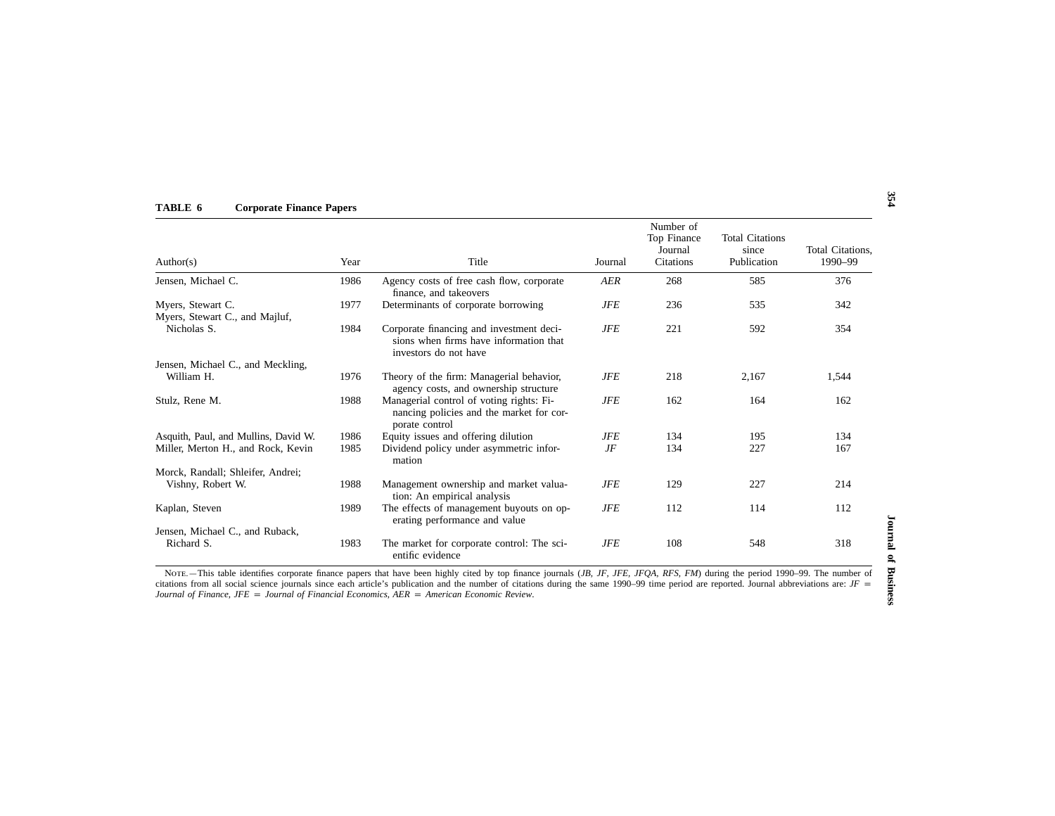**TABLE 6 Corporate Finance Papers**

| Author(s) | Year | Title | Journal | Number of Top Finance Journal Citations | Total Citations since Publication | Total Citations, 1990–99 |
|---|---|---|---|---|---|---|
| Jensen, Michael C. | 1986 | Agency costs of free cash flow, corporate finance, and takeovers | *AER* | 268 | 585 | 376 |
| Myers, Stewart C. | 1977 | Determinants of corporate borrowing | *JFE* | 236 | 535 | 342 |
| Myers, Stewart C., and Majluf, Nicholas S. | 1984 | Corporate financing and investment decisions when firms have information that investors do not have | *JFE* | 221 | 592 | 354 |
| Jensen, Michael C., and Meckling, William H. | 1976 | Theory of the firm: Managerial behavior, agency costs, and ownership structure | *JFE* | 218 | 2,167 | 1,544 |
| Stulz, Rene M. | 1988 | Managerial control of voting rights: Financing policies and the market for corporate control | *JFE* | 162 | 164 | 162 |
| Asquith, Paul, and Mullins, David W. | 1986 | Equity issues and offering dilution | *JFE* | 134 | 195 | 134 |
| Miller, Merton H., and Rock, Kevin | 1985 | Dividend policy under asymmetric information | *JF* | 134 | 227 | 167 |
| Morck, Randall; Shleifer, Andrei; Vishny, Robert W. | 1988 | Management ownership and market valuation: An empirical analysis | *JFE* | 129 | 227 | 214 |
| Kaplan, Steven | 1989 | The effects of management buyouts on operating performance and value | *JFE* | 112 | 114 | 112 |
| Jensen, Michael C., and Ruback, Richard S. | 1983 | The market for corporate control: The scientific evidence | *JFE* | 108 | 548 | 318 |

NOTE.—This table identifies corporate finance papers that have been highly cited by top finance journals (*JB, JF, JFE, JFQA, RFS, FM*) during the period 1990–99. The number of citations from all social science journals since each article's publication and the number of citations during the same 1990–99 time period are reported. Journal abbreviations are: *JF* = *Journal of Finance*, *JFE* = *Journal of Financial Economics*, *AER* = *American Economic Review*.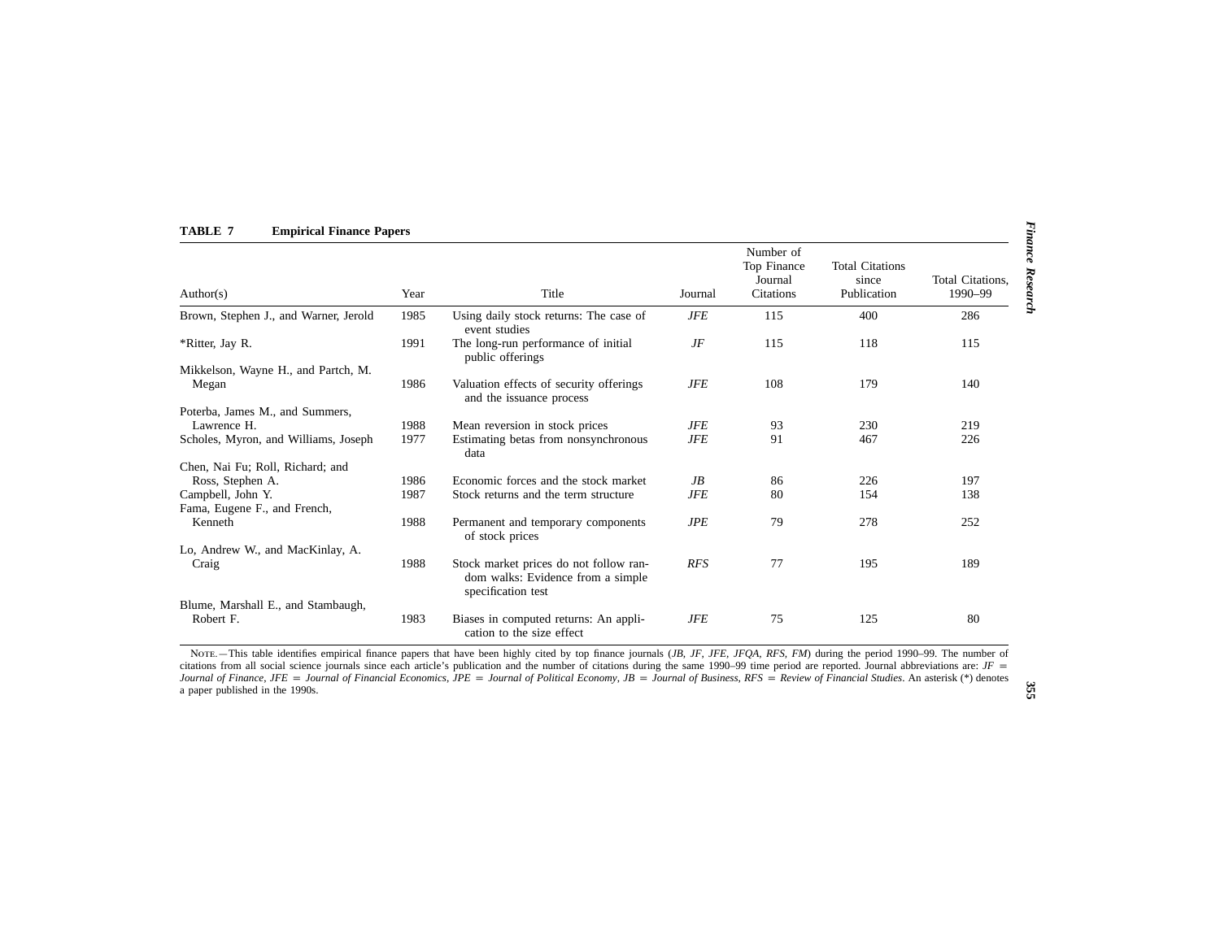**TABLE 7 Empirical Finance Papers**

| Author(s) | Year | Title | Journal | Number of Top Finance Journal Citations | Total Citations since Publication | Total Citations, 1990–99 |
|---|---|---|---|---|---|---|
| Brown, Stephen J., and Warner, Jerold | 1985 | Using daily stock returns: The case of event studies | *JFE* | 115 | 400 | 286 |
| *Ritter, Jay R. | 1991 | The long-run performance of initial public offerings | *JF* | 115 | 118 | 115 |
| Mikkelson, Wayne H., and Partch, M. Megan | 1986 | Valuation effects of security offerings and the issuance process | *JFE* | 108 | 179 | 140 |
| Poterba, James M., and Summers, Lawrence H. | 1988 | Mean reversion in stock prices | *JFE* | 93 | 230 | 219 |
| Scholes, Myron, and Williams, Joseph | 1977 | Estimating betas from nonsynchronous data | *JFE* | 91 | 467 | 226 |
| Chen, Nai Fu; Roll, Richard; and Ross, Stephen A. | 1986 | Economic forces and the stock market | *JB* | 86 | 226 | 197 |
| Campbell, John Y. | 1987 | Stock returns and the term structure | *JFE* | 80 | 154 | 138 |
| Fama, Eugene F., and French, Kenneth | 1988 | Permanent and temporary components of stock prices | *JPE* | 79 | 278 | 252 |
| Lo, Andrew W., and MacKinlay, A. Craig | 1988 | Stock market prices do not follow random walks: Evidence from a simple specification test | *RFS* | 77 | 195 | 189 |
| Blume, Marshall E., and Stambaugh, Robert F. | 1983 | Biases in computed returns: An application to the size effect | *JFE* | 75 | 125 | 80 |

NOTE.—This table identifies empirical finance papers that have been highly cited by top finance journals (*JB, JF, JFE, JFQA, RFS, FM*) during the period 1990–99. The number of citations from all social science journals since each article's publication and the number of citations during the same 1990–99 time period are reported. Journal abbreviations are: *JF* = *Journal of Finance*, *JFE* = *Journal of Financial Economics*, *JPE* = *Journal of Political Economy*, *JB* = *Journal of Business*, *RFS* = *Review of Financial Studies*. An asterisk (*) denotes a paper published in the 1990s.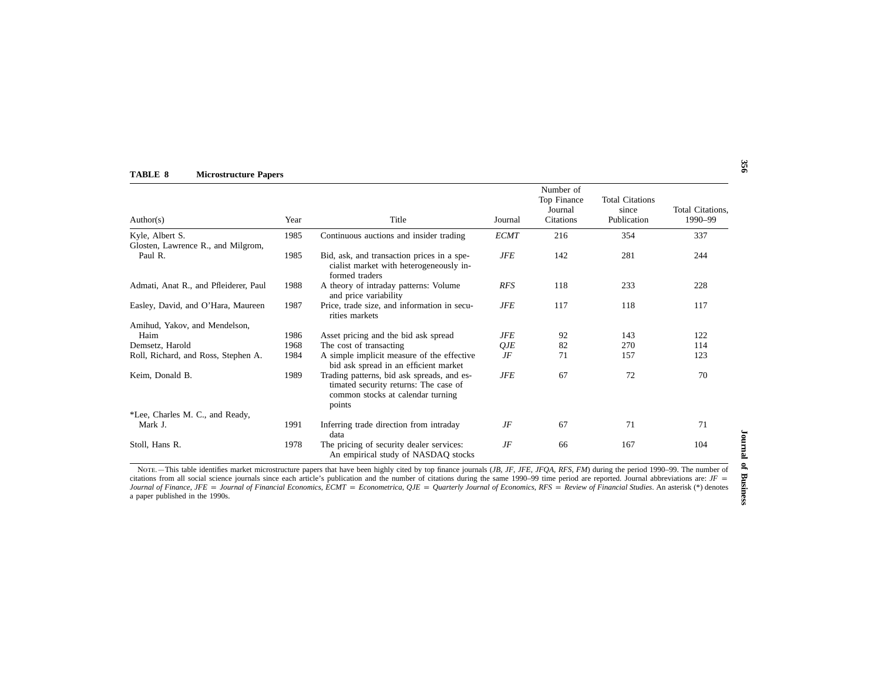**TABLE 8 Microstructure Papers**

| Author(s) | Year | Title | Journal | Number of Top Finance Journal Citations | Total Citations since Publication | Total Citations, 1990–99 |
|---|---|---|---|---|---|---|
| Kyle, Albert S. | 1985 | Continuous auctions and insider trading | *ECMT* | 216 | 354 | 337 |
| Glosten, Lawrence R., and Milgrom, Paul R. | 1985 | Bid, ask, and transaction prices in a specialist market with heterogeneously informed traders | *JFE* | 142 | 281 | 244 |
| Admati, Anat R., and Pfleiderer, Paul | 1988 | A theory of intraday patterns: Volume and price variability | *RFS* | 118 | 233 | 228 |
| Easley, David, and O'Hara, Maureen | 1987 | Price, trade size, and information in securities markets | *JFE* | 117 | 118 | 117 |
| Amihud, Yakov, and Mendelson, Haim | 1986 | Asset pricing and the bid ask spread | *JFE* | 92 | 143 | 122 |
| Demsetz, Harold | 1968 | The cost of transacting | *QJE* | 82 | 270 | 114 |
| Roll, Richard, and Ross, Stephen A. | 1984 | A simple implicit measure of the effective bid ask spread in an efficient market | *JF* | 71 | 157 | 123 |
| Keim, Donald B. | 1989 | Trading patterns, bid ask spreads, and estimated security returns: The case of common stocks at calendar turning points | *JFE* | 67 | 72 | 70 |
| *Lee, Charles M. C., and Ready, Mark J. | 1991 | Inferring trade direction from intraday data | *JF* | 67 | 71 | 71 |
| Stoll, Hans R. | 1978 | The pricing of security dealer services: An empirical study of NASDAQ stocks | *JF* | 66 | 167 | 104 |

NOTE.—This table identifies market microstructure papers that have been highly cited by top finance journals (*JB*, *JF*, *JFE*, *JFQA*, *RFS*, *FM*) during the period 1990–99. The number of citations from all social science journals since each article's publication and the number of citations during the same 1990–99 time period are reported. Journal abbreviations are: *JF* = *Journal of Finance*, *JFE* = *Journal of Financial Economics*, *ECMT* = *Econometrica*, *QJE* = *Quarterly Journal of Economics*, *RFS* = *Review of Financial Studies*. An asterisk (*) denotes a paper published in the 1990s.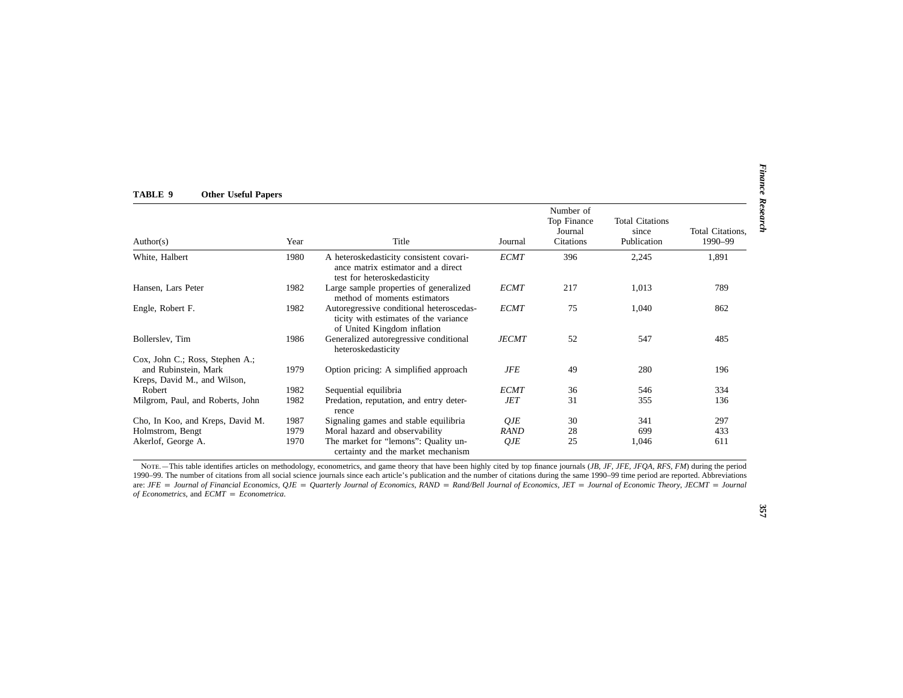**TABLE 9 Other Useful Papers**

| Author(s) | Year | Title | Journal | Number of Top Finance Journal Citations | Total Citations since Publication | Total Citations, 1990–99 |
|---|---|---|---|---|---|---|
| White, Halbert | 1980 | A heteroskedasticity consistent covariance matrix estimator and a direct test for heteroskedasticity | *ECMT* | 396 | 2,245 | 1,891 |
| Hansen, Lars Peter | 1982 | Large sample properties of generalized method of moments estimators | *ECMT* | 217 | 1,013 | 789 |
| Engle, Robert F. | 1982 | Autoregressive conditional heteroscedasticity with estimates of the variance of United Kingdom inflation | *ECMT* | 75 | 1,040 | 862 |
| Bollerslev, Tim | 1986 | Generalized autoregressive conditional heteroskedasticity | *JECMT* | 52 | 547 | 485 |
| Cox, John C.; Ross, Stephen A.; and Rubinstein, Mark | 1979 | Option pricing: A simplified approach | *JFE* | 49 | 280 | 196 |
| Kreps, David M., and Wilson, Robert | 1982 | Sequential equilibria | *ECMT* | 36 | 546 | 334 |
| Milgrom, Paul, and Roberts, John | 1982 | Predation, reputation, and entry deterrence | *JET* | 31 | 355 | 136 |
| Cho, In Koo, and Kreps, David M. | 1987 | Signaling games and stable equilibria | *QJE* | 30 | 341 | 297 |
| Holmstrom, Bengt | 1979 | Moral hazard and observability | *RAND* | 28 | 699 | 433 |
| Akerlof, George A. | 1970 | The market for "lemons": Quality uncertainty and the market mechanism | *QJE* | 25 | 1,046 | 611 |

NOTE.—This table identifies articles on methodology, econometrics, and game theory that have been highly cited by top finance journals (*JB, JF, JFE, JFQA, RFS, FM*) during the period 1990–99. The number of citations from all social science journals since each article's publication and the number of citations during the same 1990–99 time period are reported. Abbreviations are: *JFE* = *Journal of Financial Economics*, *QJE* = *Quarterly Journal of Economics*, *RAND* = *Rand/Bell Journal of Economics*, *JET* = *Journal of Economic Theory*, *JECMT* = *Journal of Econometrics*, and *ECMT* = *Econometrica*.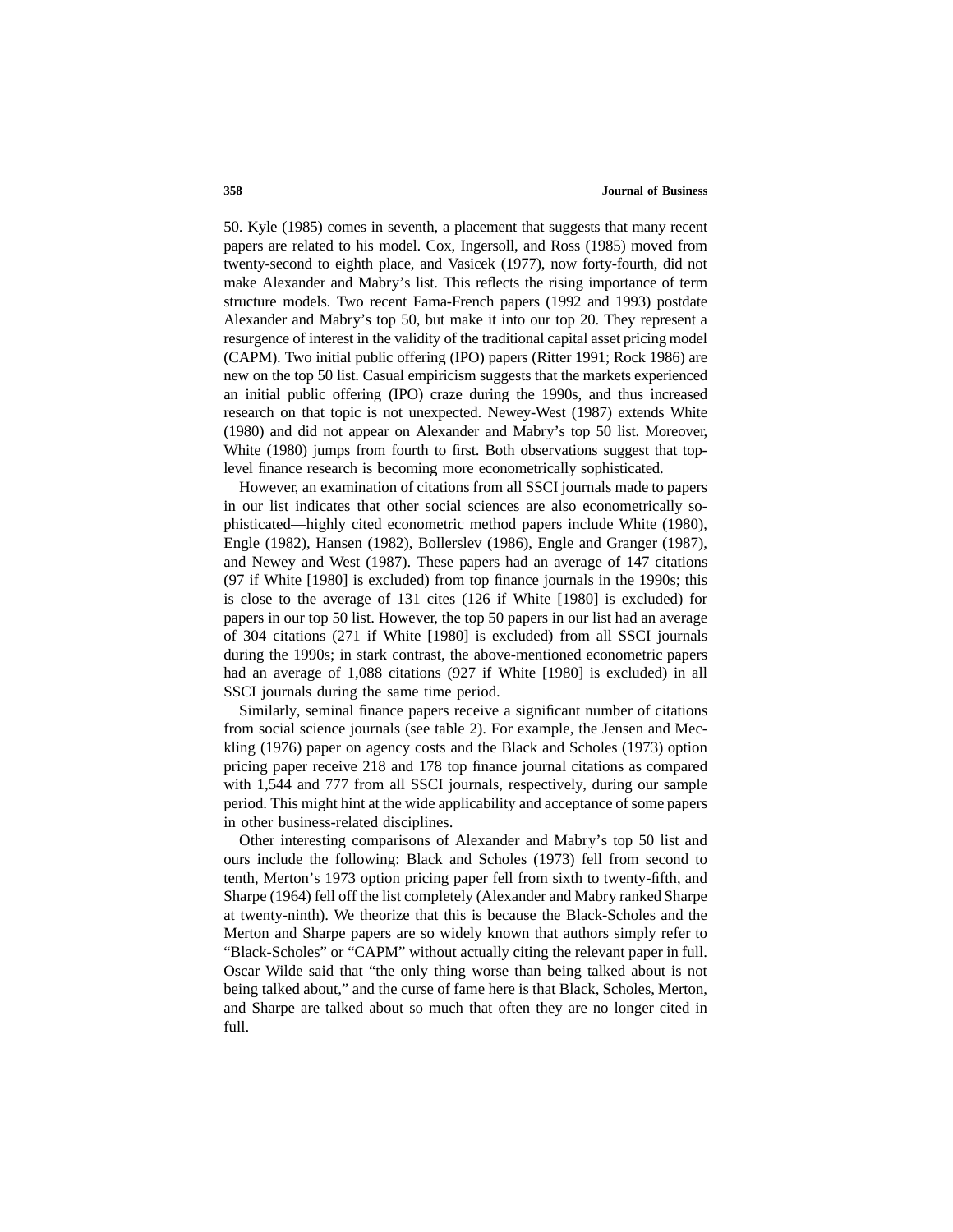50. Kyle (1985) comes in seventh, a placement that suggests that many recent papers are related to his model. Cox, Ingersoll, and Ross (1985) moved from twenty-second to eighth place, and Vasicek (1977), now forty-fourth, did not make Alexander and Mabry's list. This reflects the rising importance of term structure models. Two recent Fama-French papers (1992 and 1993) postdate Alexander and Mabry's top 50, but make it into our top 20. They represent a resurgence of interest in the validity of the traditional capital asset pricing model (CAPM). Two initial public offering (IPO) papers (Ritter 1991; Rock 1986) are new on the top 50 list. Casual empiricism suggests that the markets experienced an initial public offering (IPO) craze during the 1990s, and thus increased research on that topic is not unexpected. Newey-West (1987) extends White (1980) and did not appear on Alexander and Mabry's top 50 list. Moreover, White (1980) jumps from fourth to first. Both observations suggest that top-level finance research is becoming more econometrically sophisticated.

However, an examination of citations from all SSCI journals made to papers in our list indicates that other social sciences are also econometrically sophisticated—highly cited econometric method papers include White (1980), Engle (1982), Hansen (1982), Bollerslev (1986), Engle and Granger (1987), and Newey and West (1987). These papers had an average of 147 citations (97 if White [1980] is excluded) from top finance journals in the 1990s; this is close to the average of 131 cites (126 if White [1980] is excluded) for papers in our top 50 list. However, the top 50 papers in our list had an average of 304 citations (271 if White [1980] is excluded) from all SSCI journals during the 1990s; in stark contrast, the above-mentioned econometric papers had an average of 1,088 citations (927 if White [1980] is excluded) in all SSCI journals during the same time period.

Similarly, seminal finance papers receive a significant number of citations from social science journals (see table 2). For example, the Jensen and Meckling (1976) paper on agency costs and the Black and Scholes (1973) option pricing paper receive 218 and 178 top finance journal citations as compared with 1,544 and 777 from all SSCI journals, respectively, during our sample period. This might hint at the wide applicability and acceptance of some papers in other business-related disciplines.

Other interesting comparisons of Alexander and Mabry's top 50 list and ours include the following: Black and Scholes (1973) fell from second to tenth, Merton's 1973 option pricing paper fell from sixth to twenty-fifth, and Sharpe (1964) fell off the list completely (Alexander and Mabry ranked Sharpe at twenty-ninth). We theorize that this is because the Black-Scholes and the Merton and Sharpe papers are so widely known that authors simply refer to "Black-Scholes" or "CAPM" without actually citing the relevant paper in full. Oscar Wilde said that "the only thing worse than being talked about is not being talked about," and the curse of fame here is that Black, Scholes, Merton, and Sharpe are talked about so much that often they are no longer cited in full.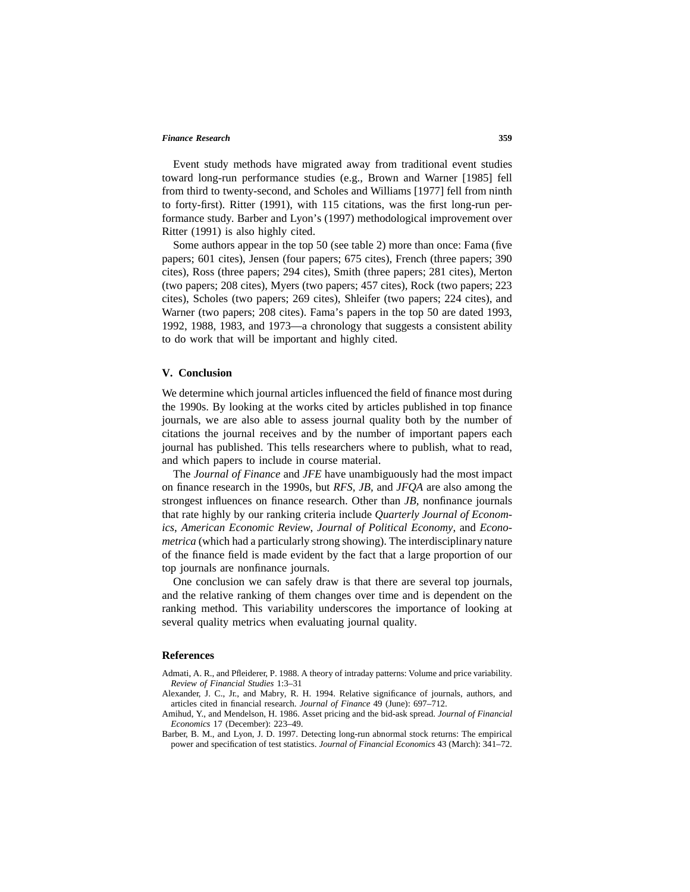Event study methods have migrated away from traditional event studies toward long-run performance studies (e.g., Brown and Warner [1985] fell from third to twenty-second, and Scholes and Williams [1977] fell from ninth to forty-first). Ritter (1991), with 115 citations, was the first long-run performance study. Barber and Lyon's (1997) methodological improvement over Ritter (1991) is also highly cited.

Some authors appear in the top 50 (see table 2) more than once: Fama (five papers; 601 cites), Jensen (four papers; 675 cites), French (three papers; 390 cites), Ross (three papers; 294 cites), Smith (three papers; 281 cites), Merton (two papers; 208 cites), Myers (two papers; 457 cites), Rock (two papers; 223 cites), Scholes (two papers; 269 cites), Shleifer (two papers; 224 cites), and Warner (two papers; 208 cites). Fama's papers in the top 50 are dated 1993, 1992, 1988, 1983, and 1973—a chronology that suggests a consistent ability to do work that will be important and highly cited.

## V. Conclusion

We determine which journal articles influenced the field of finance most during the 1990s. By looking at the works cited by articles published in top finance journals, we are also able to assess journal quality both by the number of citations the journal receives and by the number of important papers each journal has published. This tells researchers where to publish, what to read, and which papers to include in course material.

The *Journal of Finance* and *JFE* have unambiguously had the most impact on finance research in the 1990s, but *RFS*, *JB*, and *JFQA* are also among the strongest influences on finance research. Other than *JB*, nonfinance journals that rate highly by our ranking criteria include *Quarterly Journal of Economics*, *American Economic Review*, *Journal of Political Economy*, and *Econometrica* (which had a particularly strong showing). The interdisciplinary nature of the finance field is made evident by the fact that a large proportion of our top journals are nonfinance journals.

One conclusion we can safely draw is that there are several top journals, and the relative ranking of them changes over time and is dependent on the ranking method. This variability underscores the importance of looking at several quality metrics when evaluating journal quality.

## References

Admati, A. R., and Pfleiderer, P. 1988. A theory of intraday patterns: Volume and price variability. *Review of Financial Studies* 1:3–31

Alexander, J. C., Jr., and Mabry, R. H. 1994. Relative significance of journals, authors, and articles cited in financial research. *Journal of Finance* 49 (June): 697–712.

Amihud, Y., and Mendelson, H. 1986. Asset pricing and the bid-ask spread. *Journal of Financial Economics* 17 (December): 223–49.

Barber, B. M., and Lyon, J. D. 1997. Detecting long-run abnormal stock returns: The empirical power and specification of test statistics. *Journal of Financial Economics* 43 (March): 341–72.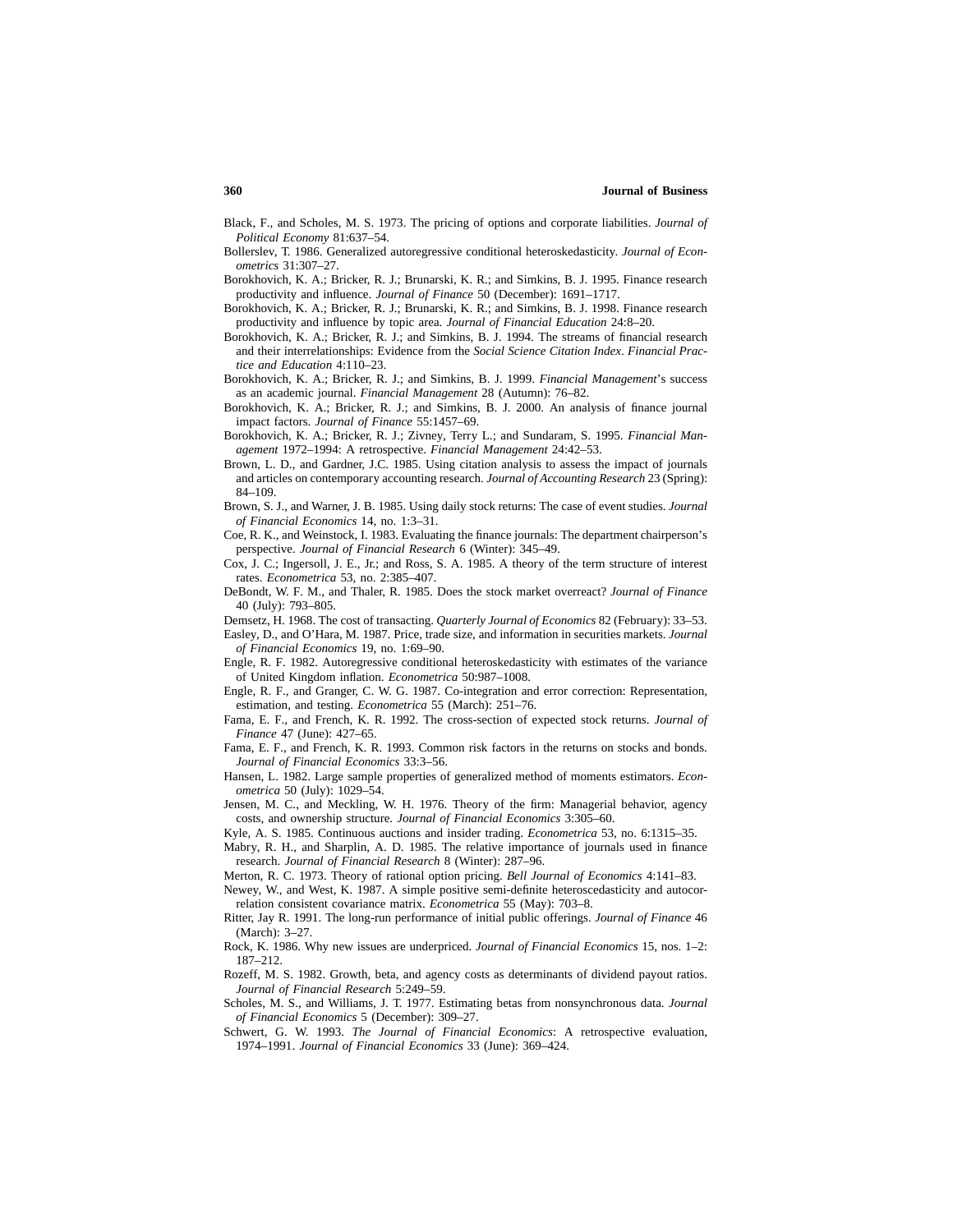Black, F., and Scholes, M. S. 1973. The pricing of options and corporate liabilities. *Journal of Political Economy* 81:637–54.

Bollerslev, T. 1986. Generalized autoregressive conditional heteroskedasticity. *Journal of Econometrics* 31:307–27.

Borokhovich, K. A.; Bricker, R. J.; Brunarski, K. R.; and Simkins, B. J. 1995. Finance research productivity and influence. *Journal of Finance* 50 (December): 1691–1717.

Borokhovich, K. A.; Bricker, R. J.; Brunarski, K. R.; and Simkins, B. J. 1998. Finance research productivity and influence by topic area. *Journal of Financial Education* 24:8–20.

Borokhovich, K. A.; Bricker, R. J.; and Simkins, B. J. 1994. The streams of financial research and their interrelationships: Evidence from the *Social Science Citation Index*. *Financial Practice and Education* 4:110–23.

Borokhovich, K. A.; Bricker, R. J.; and Simkins, B. J. 1999. *Financial Management*'s success as an academic journal. *Financial Management* 28 (Autumn): 76–82.

Borokhovich, K. A.; Bricker, R. J.; and Simkins, B. J. 2000. An analysis of finance journal impact factors. *Journal of Finance* 55:1457–69.

Borokhovich, K. A.; Bricker, R. J.; Zivney, Terry L.; and Sundaram, S. 1995. *Financial Management* 1972–1994: A retrospective. *Financial Management* 24:42–53.

Brown, L. D., and Gardner, J.C. 1985. Using citation analysis to assess the impact of journals and articles on contemporary accounting research. *Journal of Accounting Research* 23 (Spring): 84–109.

Brown, S. J., and Warner, J. B. 1985. Using daily stock returns: The case of event studies. *Journal of Financial Economics* 14, no. 1:3–31.

Coe, R. K., and Weinstock, I. 1983. Evaluating the finance journals: The department chairperson's perspective. *Journal of Financial Research* 6 (Winter): 345–49.

Cox, J. C.; Ingersoll, J. E., Jr.; and Ross, S. A. 1985. A theory of the term structure of interest rates. *Econometrica* 53, no. 2:385–407.

DeBondt, W. F. M., and Thaler, R. 1985. Does the stock market overreact? *Journal of Finance* 40 (July): 793–805.

Demsetz, H. 1968. The cost of transacting. *Quarterly Journal of Economics* 82 (February): 33–53.

Easley, D., and O'Hara, M. 1987. Price, trade size, and information in securities markets. *Journal of Financial Economics* 19, no. 1:69–90.

Engle, R. F. 1982. Autoregressive conditional heteroskedasticity with estimates of the variance of United Kingdom inflation. *Econometrica* 50:987–1008.

Engle, R. F., and Granger, C. W. G. 1987. Co-integration and error correction: Representation, estimation, and testing. *Econometrica* 55 (March): 251–76.

Fama, E. F., and French, K. R. 1992. The cross-section of expected stock returns. *Journal of Finance* 47 (June): 427–65.

Fama, E. F., and French, K. R. 1993. Common risk factors in the returns on stocks and bonds. *Journal of Financial Economics* 33:3–56.

Hansen, L. 1982. Large sample properties of generalized method of moments estimators. *Econometrica* 50 (July): 1029–54.

Jensen, M. C., and Meckling, W. H. 1976. Theory of the firm: Managerial behavior, agency costs, and ownership structure. *Journal of Financial Economics* 3:305–60.

Kyle, A. S. 1985. Continuous auctions and insider trading. *Econometrica* 53, no. 6:1315–35.

Mabry, R. H., and Sharplin, A. D. 1985. The relative importance of journals used in finance research. *Journal of Financial Research* 8 (Winter): 287–96.

Merton, R. C. 1973. Theory of rational option pricing. *Bell Journal of Economics* 4:141–83.

Newey, W., and West, K. 1987. A simple positive semi-definite heteroscedasticity and autocorrelation consistent covariance matrix. *Econometrica* 55 (May): 703–8.

Ritter, Jay R. 1991. The long-run performance of initial public offerings. *Journal of Finance* 46 (March): 3–27.

Rock, K. 1986. Why new issues are underpriced. *Journal of Financial Economics* 15, nos. 1–2: 187–212.

Rozeff, M. S. 1982. Growth, beta, and agency costs as determinants of dividend payout ratios. *Journal of Financial Research* 5:249–59.

Scholes, M. S., and Williams, J. T. 1977. Estimating betas from nonsynchronous data. *Journal of Financial Economics* 5 (December): 309–27.

Schwert, G. W. 1993. *The Journal of Financial Economics*: A retrospective evaluation, 1974–1991. *Journal of Financial Economics* 33 (June): 369–424.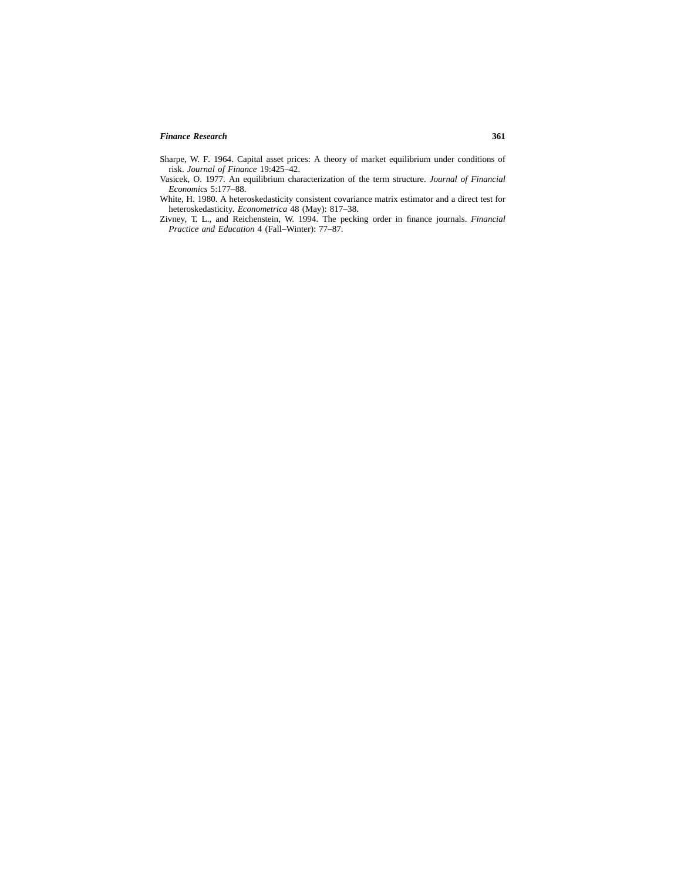Sharpe, W. F. 1964. Capital asset prices: A theory of market equilibrium under conditions of risk. *Journal of Finance* 19:425–42.

Vasicek, O. 1977. An equilibrium characterization of the term structure. *Journal of Financial Economics* 5:177–88.

White, H. 1980. A heteroskedasticity consistent covariance matrix estimator and a direct test for heteroskedasticity. *Econometrica* 48 (May): 817–38.

Zivney, T. L., and Reichenstein, W. 1994. The pecking order in finance journals. *Financial Practice and Education* 4 (Fall–Winter): 77–87.